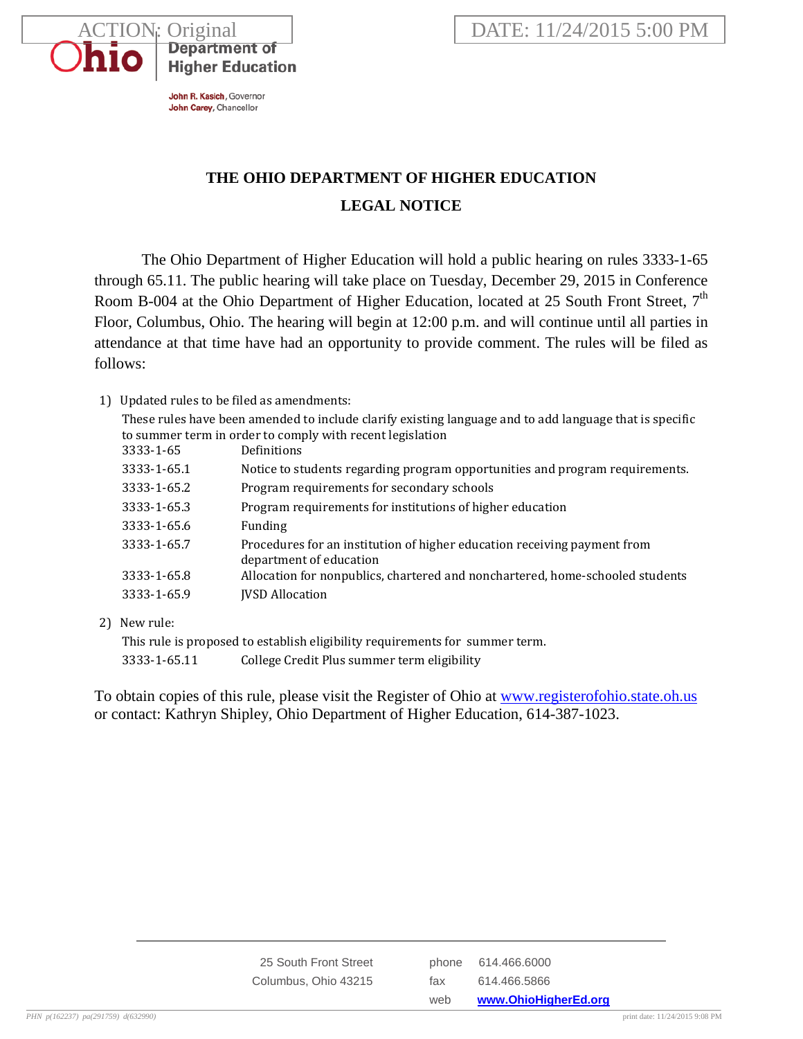ACTION: Original

DATE: 11/24/2015 5:00 PM

Ohio Department of Higher Education

John R. Kasich, Governor
John Carey, Chancellor

# THE OHIO DEPARTMENT OF HIGHER EDUCATION

## LEGAL NOTICE

The Ohio Department of Higher Education will hold a public hearing on rules 3333-1-65 through 65.11. The public hearing will take place on Tuesday, December 29, 2015 in Conference Room B-004 at the Ohio Department of Higher Education, located at 25 South Front Street, 7th Floor, Columbus, Ohio. The hearing will begin at 12:00 p.m. and will continue until all parties in attendance at that time have had an opportunity to provide comment. The rules will be filed as follows:

1) Updated rules to be filed as amendments:

   These rules have been amended to include clarify existing language and to add language that is specific to summer term in order to comply with recent legislation

   | | |
   |---|---|
   | 3333-1-65 | Definitions |
   | 3333-1-65.1 | Notice to students regarding program opportunities and program requirements. |
   | 3333-1-65.2 | Program requirements for secondary schools |
   | 3333-1-65.3 | Program requirements for institutions of higher education |
   | 3333-1-65.6 | Funding |
   | 3333-1-65.7 | Procedures for an institution of higher education receiving payment from department of education |
   | 3333-1-65.8 | Allocation for nonpublics, chartered and nonchartered, home-schooled students |
   | 3333-1-65.9 | JVSD Allocation |

2) New rule:

   This rule is proposed to establish eligibility requirements for summer term.

   | | |
   |---|---|
   | 3333-1-65.11 | College Credit Plus summer term eligibility |

To obtain copies of this rule, please visit the Register of Ohio at www.registerofohio.state.oh.us or contact: Kathryn Shipley, Ohio Department of Higher Education, 614-387-1023.

25 South Front Street
Columbus, Ohio 43215

phone 614.466.6000
fax 614.466.5866
web www.OhioHigherEd.org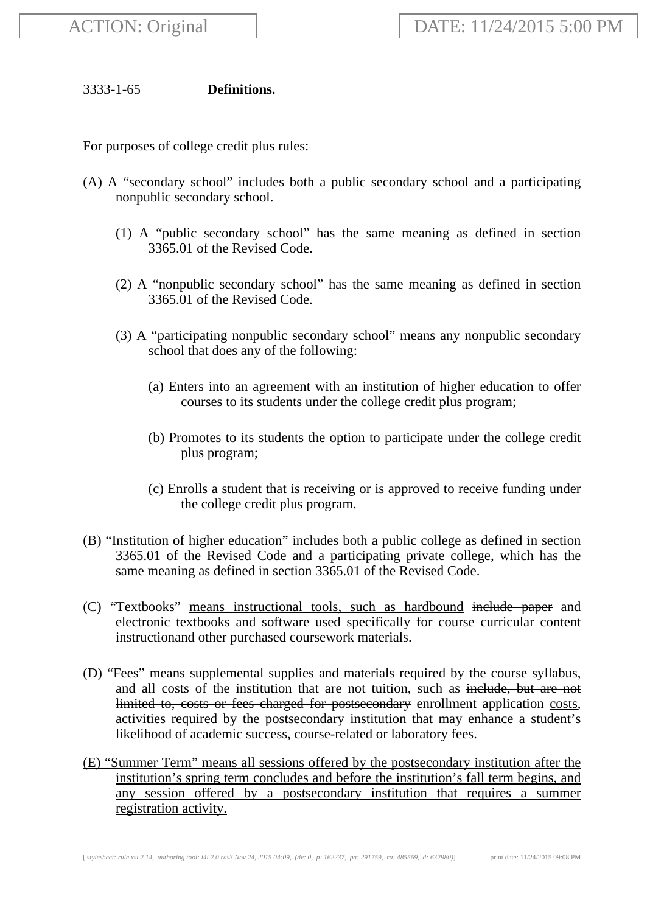3333-1-65 **Definitions.**

For purposes of college credit plus rules:

(A) A "secondary school" includes both a public secondary school and a participating nonpublic secondary school.

(1) A "public secondary school" has the same meaning as defined in section 3365.01 of the Revised Code.

(2) A "nonpublic secondary school" has the same meaning as defined in section 3365.01 of the Revised Code.

(3) A "participating nonpublic secondary school" means any nonpublic secondary school that does any of the following:

(a) Enters into an agreement with an institution of higher education to offer courses to its students under the college credit plus program;

(b) Promotes to its students the option to participate under the college credit plus program;

(c) Enrolls a student that is receiving or is approved to receive funding under the college credit plus program.

(B) "Institution of higher education" includes both a public college as defined in section 3365.01 of the Revised Code and a participating private college, which has the same meaning as defined in section 3365.01 of the Revised Code.

(C) "Textbooks" <u>means instructional tools, such as hardbound</u> ~~include paper~~ and electronic <u>textbooks and software used specifically for course curricular content instruction</u>~~and other purchased coursework materials~~.

(D) "Fees" <u>means supplemental supplies and materials required by the course syllabus, and all costs of the institution that are not tuition, such as</u> ~~include, but are not limited to, costs or fees charged for postsecondary~~ enrollment application <u>costs</u>, activities required by the postsecondary institution that may enhance a student's likelihood of academic success, course-related or laboratory fees.

<u>(E) "Summer Term" means all sessions offered by the postsecondary institution after the institution's spring term concludes and before the institution's fall term begins, and any session offered by a postsecondary institution that requires a summer registration activity.</u>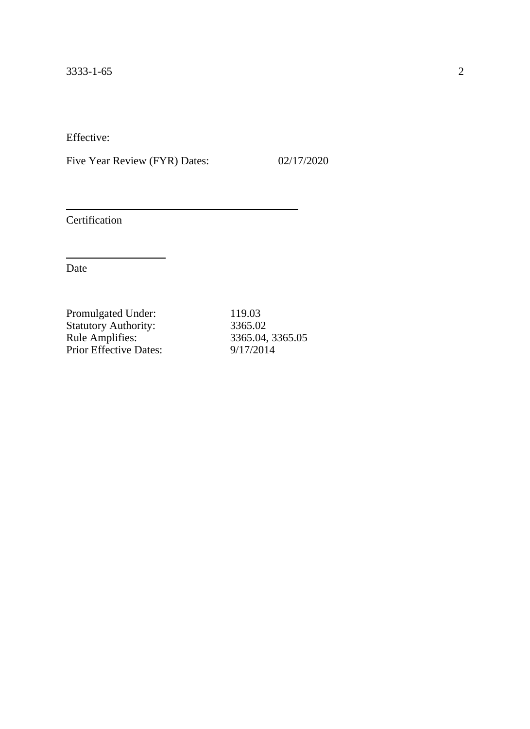Effective:

Five Year Review (FYR) Dates: 02/17/2020

_______________________________________

Certification

_______________________

Date

| | |
|---|---|
| Promulgated Under: | 119.03 |
| Statutory Authority: | 3365.02 |
| Rule Amplifies: | 3365.04, 3365.05 |
| Prior Effective Dates: | 9/17/2014 |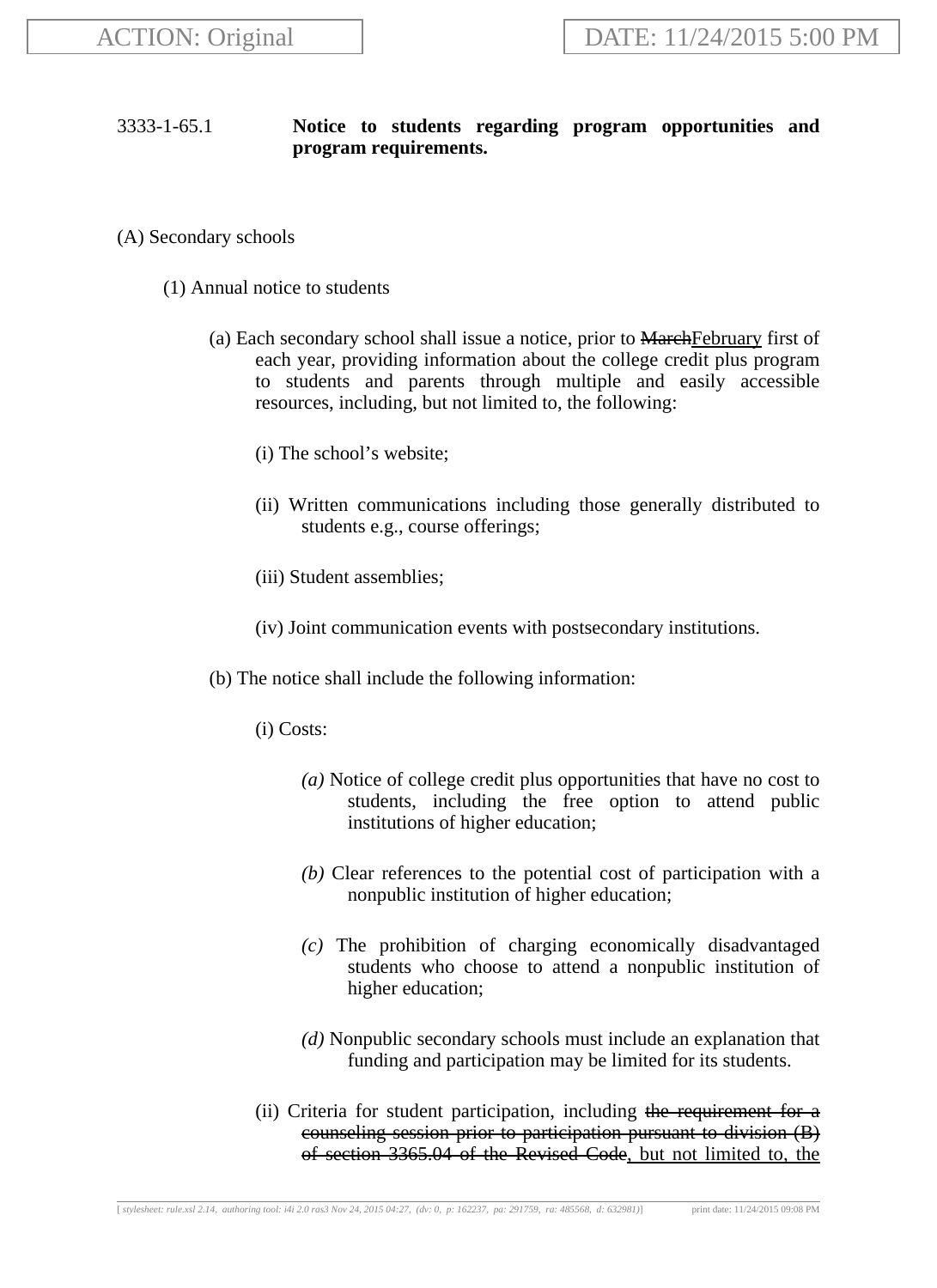3333-1-65.1 **Notice to students regarding program opportunities and program requirements.**

(A) Secondary schools

(1) Annual notice to students

(a) Each secondary school shall issue a notice, prior to ~~March~~February first of each year, providing information about the college credit plus program to students and parents through multiple and easily accessible resources, including, but not limited to, the following:

(i) The school's website;

(ii) Written communications including those generally distributed to students e.g., course offerings;

(iii) Student assemblies;

(iv) Joint communication events with postsecondary institutions.

(b) The notice shall include the following information:

(i) Costs:

*(a)* Notice of college credit plus opportunities that have no cost to students, including the free option to attend public institutions of higher education;

*(b)* Clear references to the potential cost of participation with a nonpublic institution of higher education;

*(c)* The prohibition of charging economically disadvantaged students who choose to attend a nonpublic institution of higher education;

*(d)* Nonpublic secondary schools must include an explanation that funding and participation may be limited for its students.

(ii) Criteria for student participation, including ~~the requirement for a counseling session prior to participation pursuant to division (B) of section 3365.04 of the Revised Code~~, but not limited to, the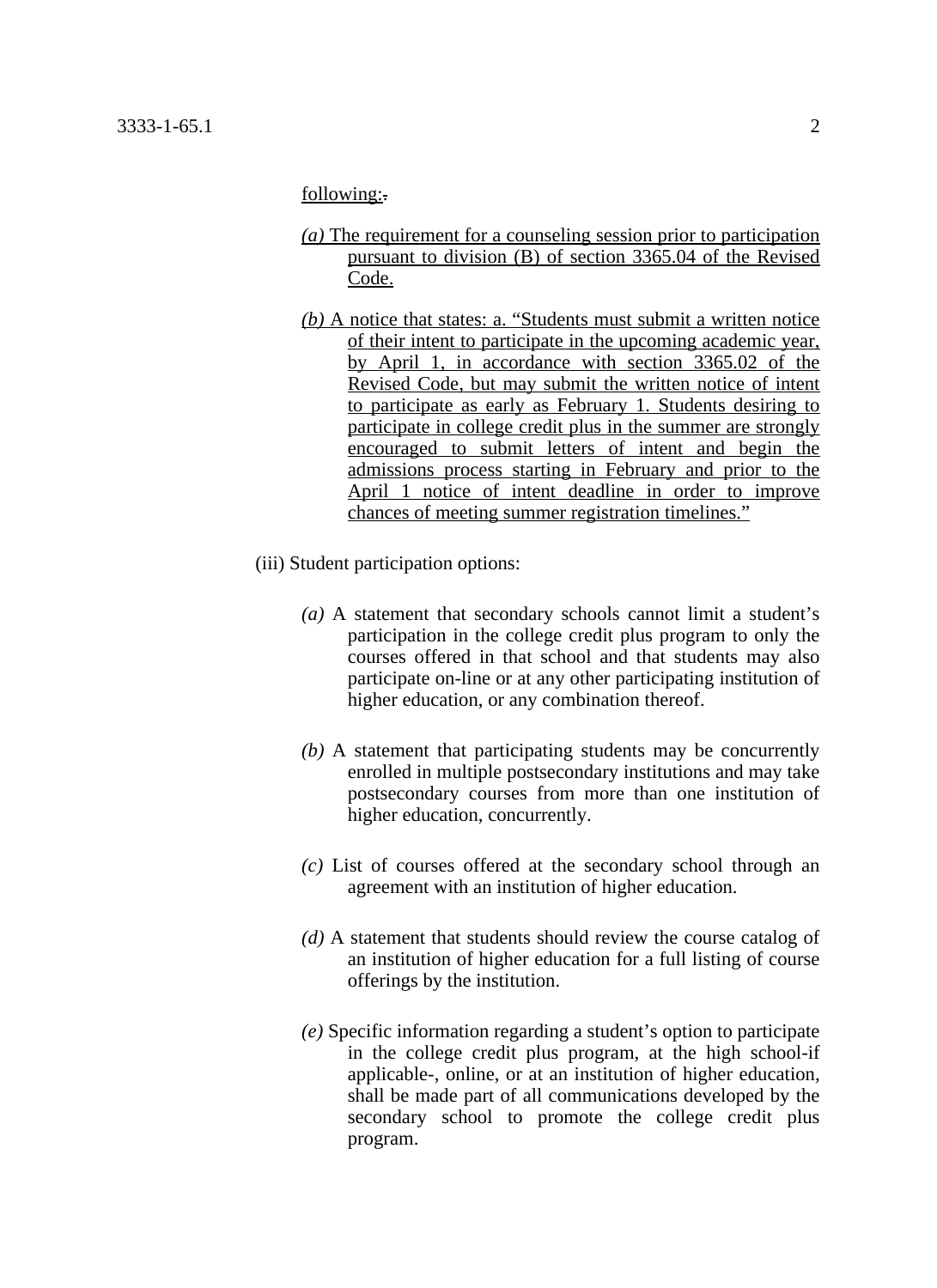following:.

*(a)* The requirement for a counseling session prior to participation pursuant to division (B) of section 3365.04 of the Revised Code.

*(b)* A notice that states: a. "Students must submit a written notice of their intent to participate in the upcoming academic year, by April 1, in accordance with section 3365.02 of the Revised Code, but may submit the written notice of intent to participate as early as February 1. Students desiring to participate in college credit plus in the summer are strongly encouraged to submit letters of intent and begin the admissions process starting in February and prior to the April 1 notice of intent deadline in order to improve chances of meeting summer registration timelines."

(iii) Student participation options:

*(a)* A statement that secondary schools cannot limit a student's participation in the college credit plus program to only the courses offered in that school and that students may also participate on-line or at any other participating institution of higher education, or any combination thereof.

*(b)* A statement that participating students may be concurrently enrolled in multiple postsecondary institutions and may take postsecondary courses from more than one institution of higher education, concurrently.

*(c)* List of courses offered at the secondary school through an agreement with an institution of higher education.

*(d)* A statement that students should review the course catalog of an institution of higher education for a full listing of course offerings by the institution.

*(e)* Specific information regarding a student's option to participate in the college credit plus program, at the high school-if applicable-, online, or at an institution of higher education, shall be made part of all communications developed by the secondary school to promote the college credit plus program.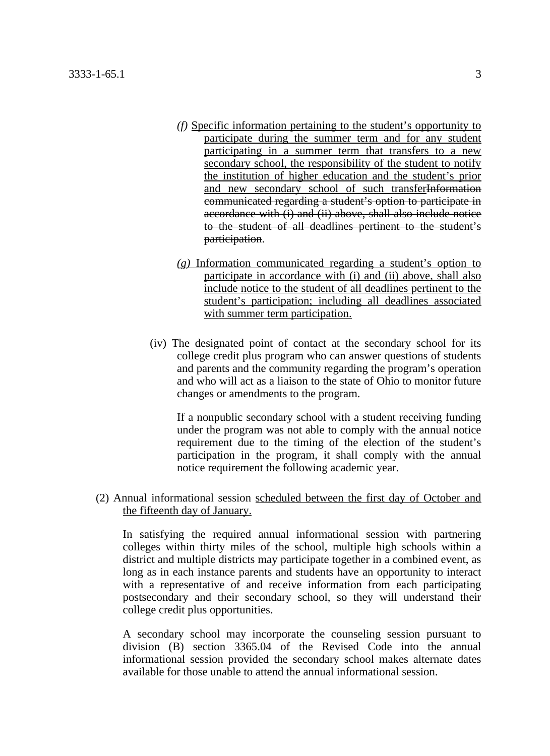(f) Specific information pertaining to the student's opportunity to participate during the summer term and for any student participating in a summer term that transfers to a new secondary school, the responsibility of the student to notify the institution of higher education and the student's prior and new secondary school of such transfer~~Information communicated regarding a student's option to participate in accordance with (i) and (ii) above, shall also include notice to the student of all deadlines pertinent to the student's participation~~.

(g) Information communicated regarding a student's option to participate in accordance with (i) and (ii) above, shall also include notice to the student of all deadlines pertinent to the student's participation; including all deadlines associated with summer term participation.

(iv) The designated point of contact at the secondary school for its college credit plus program who can answer questions of students and parents and the community regarding the program's operation and who will act as a liaison to the state of Ohio to monitor future changes or amendments to the program.

If a nonpublic secondary school with a student receiving funding under the program was not able to comply with the annual notice requirement due to the timing of the election of the student's participation in the program, it shall comply with the annual notice requirement the following academic year.

(2) Annual informational session scheduled between the first day of October and the fifteenth day of January.

In satisfying the required annual informational session with partnering colleges within thirty miles of the school, multiple high schools within a district and multiple districts may participate together in a combined event, as long as in each instance parents and students have an opportunity to interact with a representative of and receive information from each participating postsecondary and their secondary school, so they will understand their college credit plus opportunities.

A secondary school may incorporate the counseling session pursuant to division (B) section 3365.04 of the Revised Code into the annual informational session provided the secondary school makes alternate dates available for those unable to attend the annual informational session.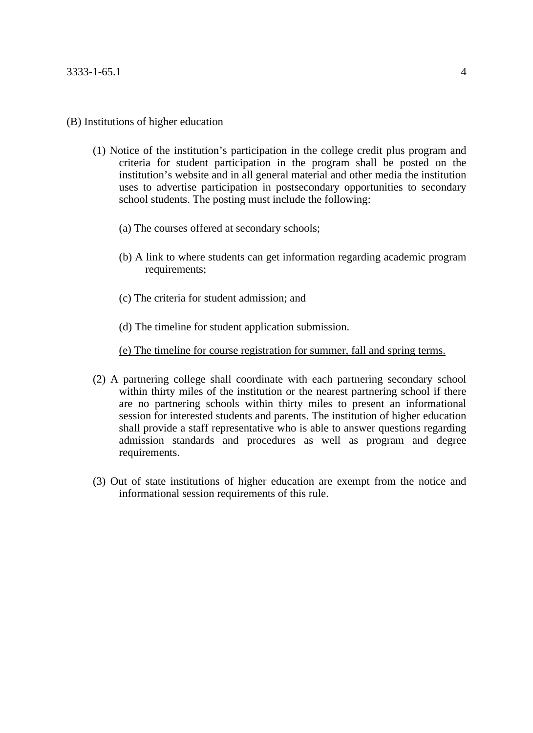(B) Institutions of higher education

(1) Notice of the institution's participation in the college credit plus program and criteria for student participation in the program shall be posted on the institution's website and in all general material and other media the institution uses to advertise participation in postsecondary opportunities to secondary school students. The posting must include the following:

(a) The courses offered at secondary schools;

(b) A link to where students can get information regarding academic program requirements;

(c) The criteria for student admission; and

(d) The timeline for student application submission.

<u>(e) The timeline for course registration for summer, fall and spring terms.</u>

(2) A partnering college shall coordinate with each partnering secondary school within thirty miles of the institution or the nearest partnering school if there are no partnering schools within thirty miles to present an informational session for interested students and parents. The institution of higher education shall provide a staff representative who is able to answer questions regarding admission standards and procedures as well as program and degree requirements.

(3) Out of state institutions of higher education are exempt from the notice and informational session requirements of this rule.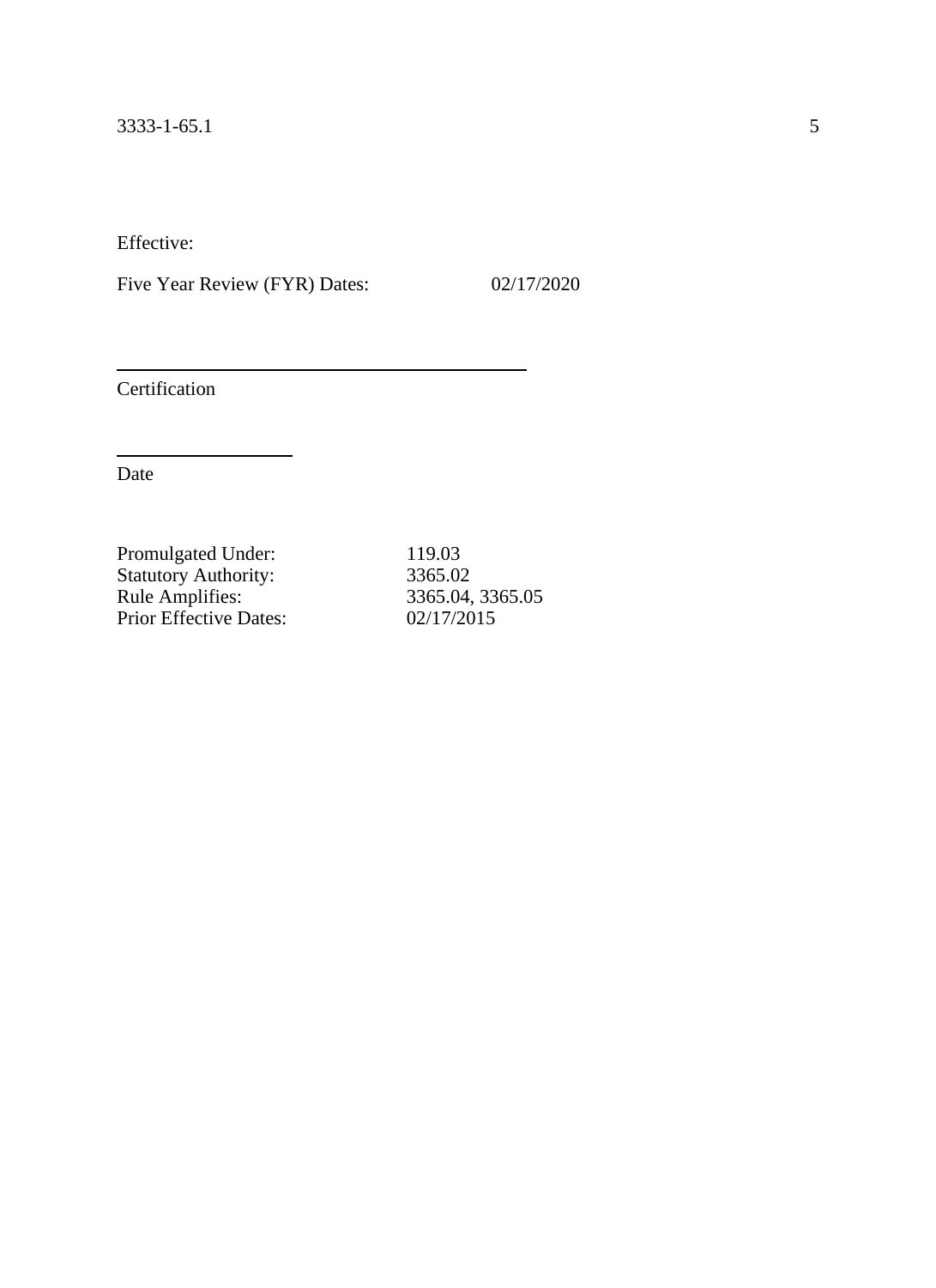Effective:

Five Year Review (FYR) Dates: 02/17/2020

_______________________________________
Certification

_______________________
Date

| | |
|---|---|
| Promulgated Under: | 119.03 |
| Statutory Authority: | 3365.02 |
| Rule Amplifies: | 3365.04, 3365.05 |
| Prior Effective Dates: | 02/17/2015 |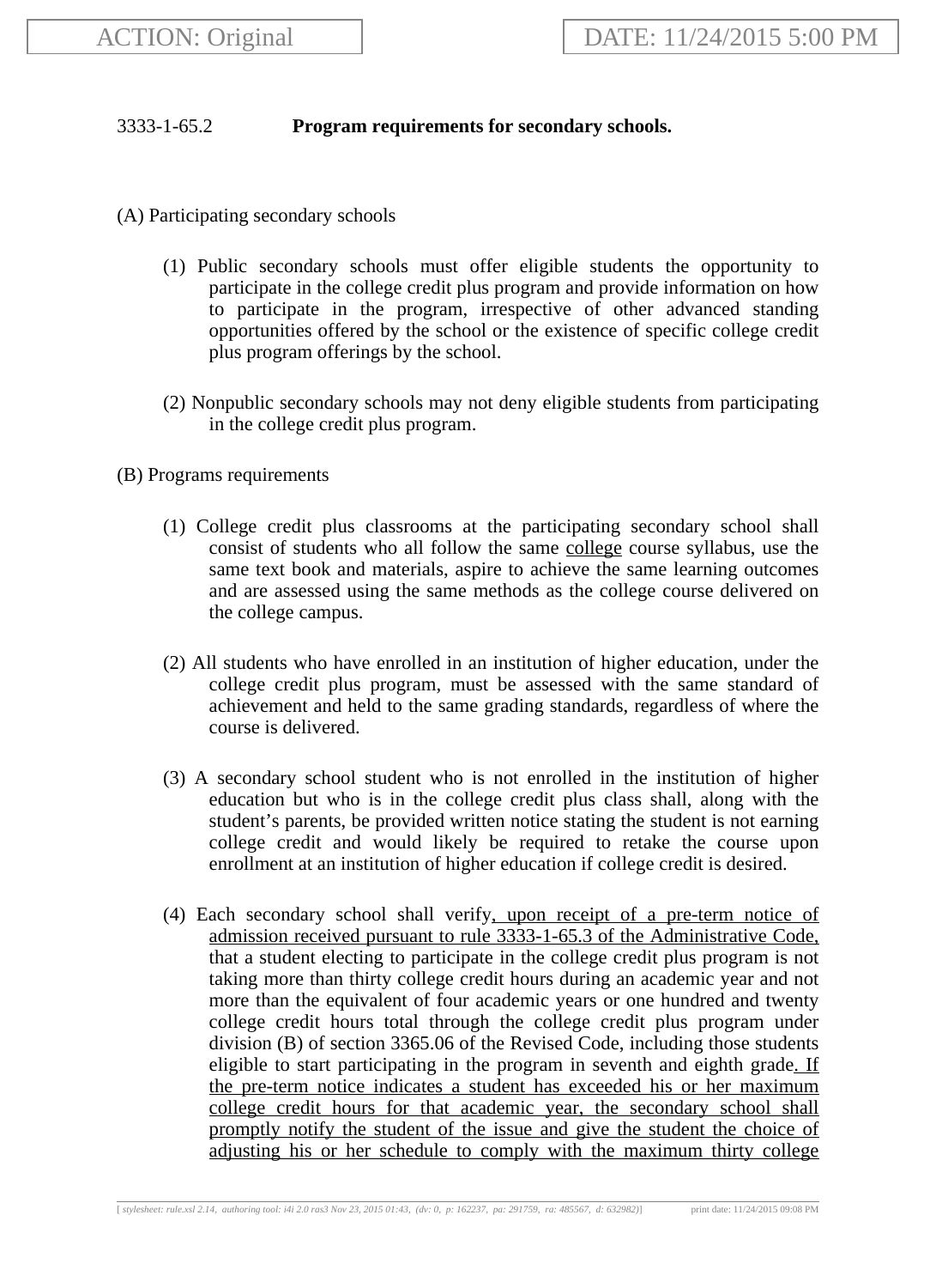ACTION: Original | DATE: 11/24/2015 5:00 PM

3333-1-65.2 **Program requirements for secondary schools.**

(A) Participating secondary schools

(1) Public secondary schools must offer eligible students the opportunity to participate in the college credit plus program and provide information on how to participate in the program, irrespective of other advanced standing opportunities offered by the school or the existence of specific college credit plus program offerings by the school.

(2) Nonpublic secondary schools may not deny eligible students from participating in the college credit plus program.

(B) Programs requirements

(1) College credit plus classrooms at the participating secondary school shall consist of students who all follow the same <u>college</u> course syllabus, use the same text book and materials, aspire to achieve the same learning outcomes and are assessed using the same methods as the college course delivered on the college campus.

(2) All students who have enrolled in an institution of higher education, under the college credit plus program, must be assessed with the same standard of achievement and held to the same grading standards, regardless of where the course is delivered.

(3) A secondary school student who is not enrolled in the institution of higher education but who is in the college credit plus class shall, along with the student's parents, be provided written notice stating the student is not earning college credit and would likely be required to retake the course upon enrollment at an institution of higher education if college credit is desired.

(4) Each secondary school shall verify<u>, upon receipt of a pre-term notice of admission received pursuant to rule 3333-1-65.3 of the Administrative Code,</u> that a student electing to participate in the college credit plus program is not taking more than thirty college credit hours during an academic year and not more than the equivalent of four academic years or one hundred and twenty college credit hours total through the college credit plus program under division (B) of section 3365.06 of the Revised Code, including those students eligible to start participating in the program in seventh and eighth grade<u>. If the pre-term notice indicates a student has exceeded his or her maximum college credit hours for that academic year, the secondary school shall promptly notify the student of the issue and give the student the choice of adjusting his or her schedule to comply with the maximum thirty college</u>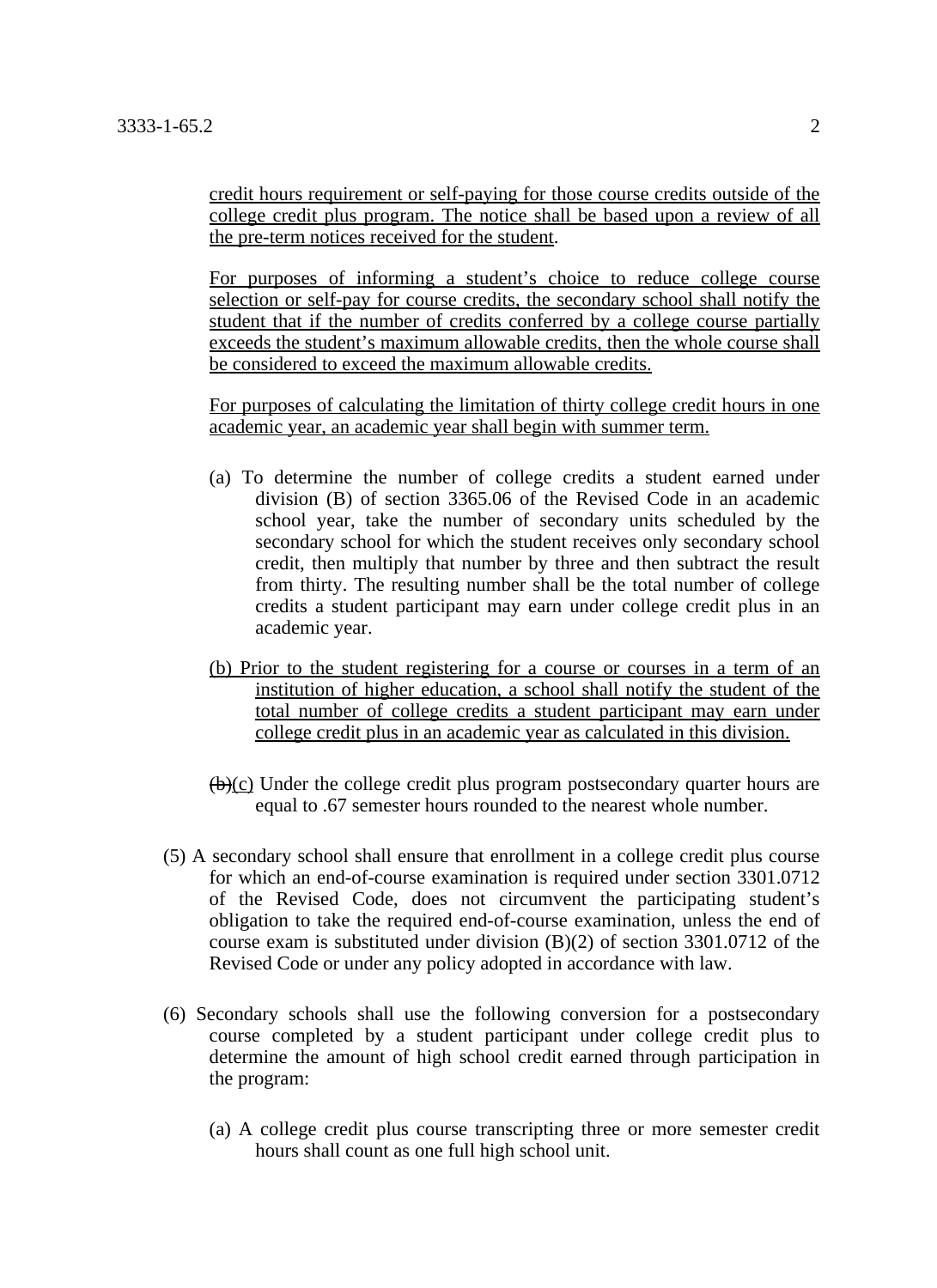credit hours requirement or self-paying for those course credits outside of the college credit plus program. The notice shall be based upon a review of all the pre-term notices received for the student.

For purposes of informing a student's choice to reduce college course selection or self-pay for course credits, the secondary school shall notify the student that if the number of credits conferred by a college course partially exceeds the student's maximum allowable credits, then the whole course shall be considered to exceed the maximum allowable credits.

For purposes of calculating the limitation of thirty college credit hours in one academic year, an academic year shall begin with summer term.

(a) To determine the number of college credits a student earned under division (B) of section 3365.06 of the Revised Code in an academic school year, take the number of secondary units scheduled by the secondary school for which the student receives only secondary school credit, then multiply that number by three and then subtract the result from thirty. The resulting number shall be the total number of college credits a student participant may earn under college credit plus in an academic year.

(b) Prior to the student registering for a course or courses in a term of an institution of higher education, a school shall notify the student of the total number of college credits a student participant may earn under college credit plus in an academic year as calculated in this division.

~~(b)~~(c) Under the college credit plus program postsecondary quarter hours are equal to .67 semester hours rounded to the nearest whole number.

(5) A secondary school shall ensure that enrollment in a college credit plus course for which an end-of-course examination is required under section 3301.0712 of the Revised Code, does not circumvent the participating student's obligation to take the required end-of-course examination, unless the end of course exam is substituted under division (B)(2) of section 3301.0712 of the Revised Code or under any policy adopted in accordance with law.

(6) Secondary schools shall use the following conversion for a postsecondary course completed by a student participant under college credit plus to determine the amount of high school credit earned through participation in the program:

(a) A college credit plus course transcripting three or more semester credit hours shall count as one full high school unit.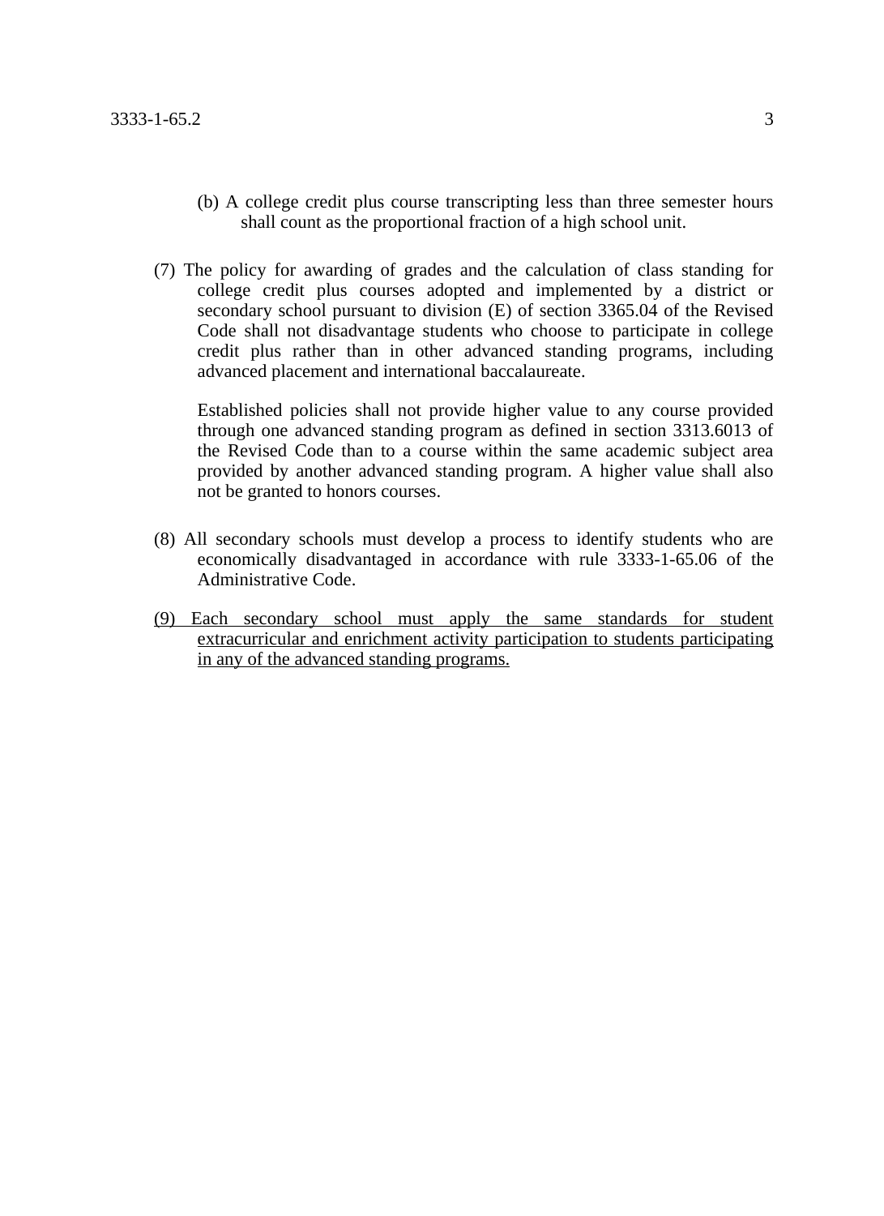(b) A college credit plus course transcripting less than three semester hours shall count as the proportional fraction of a high school unit.

(7) The policy for awarding of grades and the calculation of class standing for college credit plus courses adopted and implemented by a district or secondary school pursuant to division (E) of section 3365.04 of the Revised Code shall not disadvantage students who choose to participate in college credit plus rather than in other advanced standing programs, including advanced placement and international baccalaureate.

Established policies shall not provide higher value to any course provided through one advanced standing program as defined in section 3313.6013 of the Revised Code than to a course within the same academic subject area provided by another advanced standing program. A higher value shall also not be granted to honors courses.

(8) All secondary schools must develop a process to identify students who are economically disadvantaged in accordance with rule 3333-1-65.06 of the Administrative Code.

<u>(9) Each secondary school must apply the same standards for student extracurricular and enrichment activity participation to students participating in any of the advanced standing programs.</u>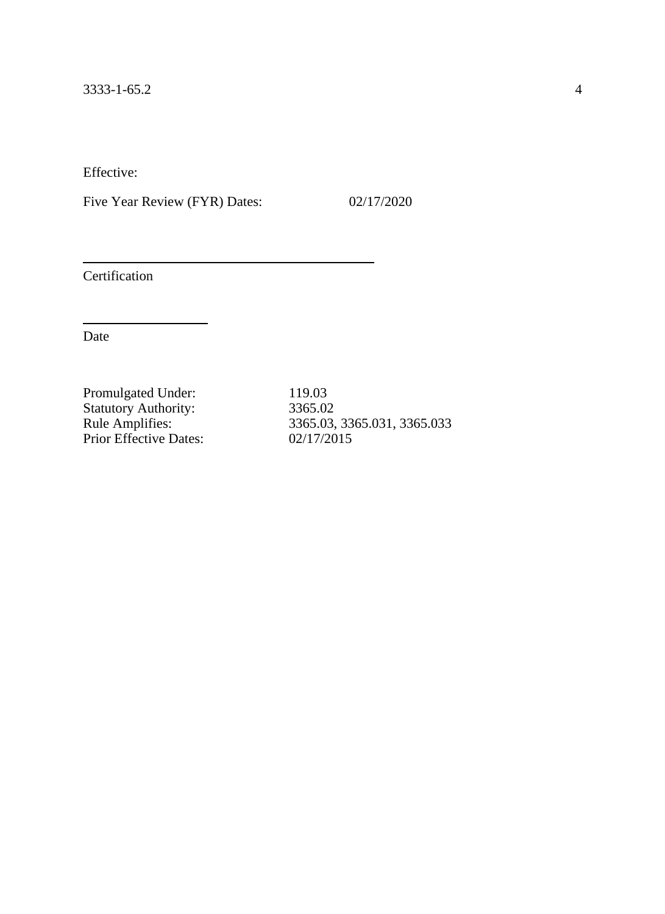Effective:

Five Year Review (FYR) Dates: 02/17/2020

_______________________________________

Certification

_______________________

Date

Promulgated Under: 119.03
Statutory Authority: 3365.02
Rule Amplifies: 3365.03, 3365.031, 3365.033
Prior Effective Dates: 02/17/2015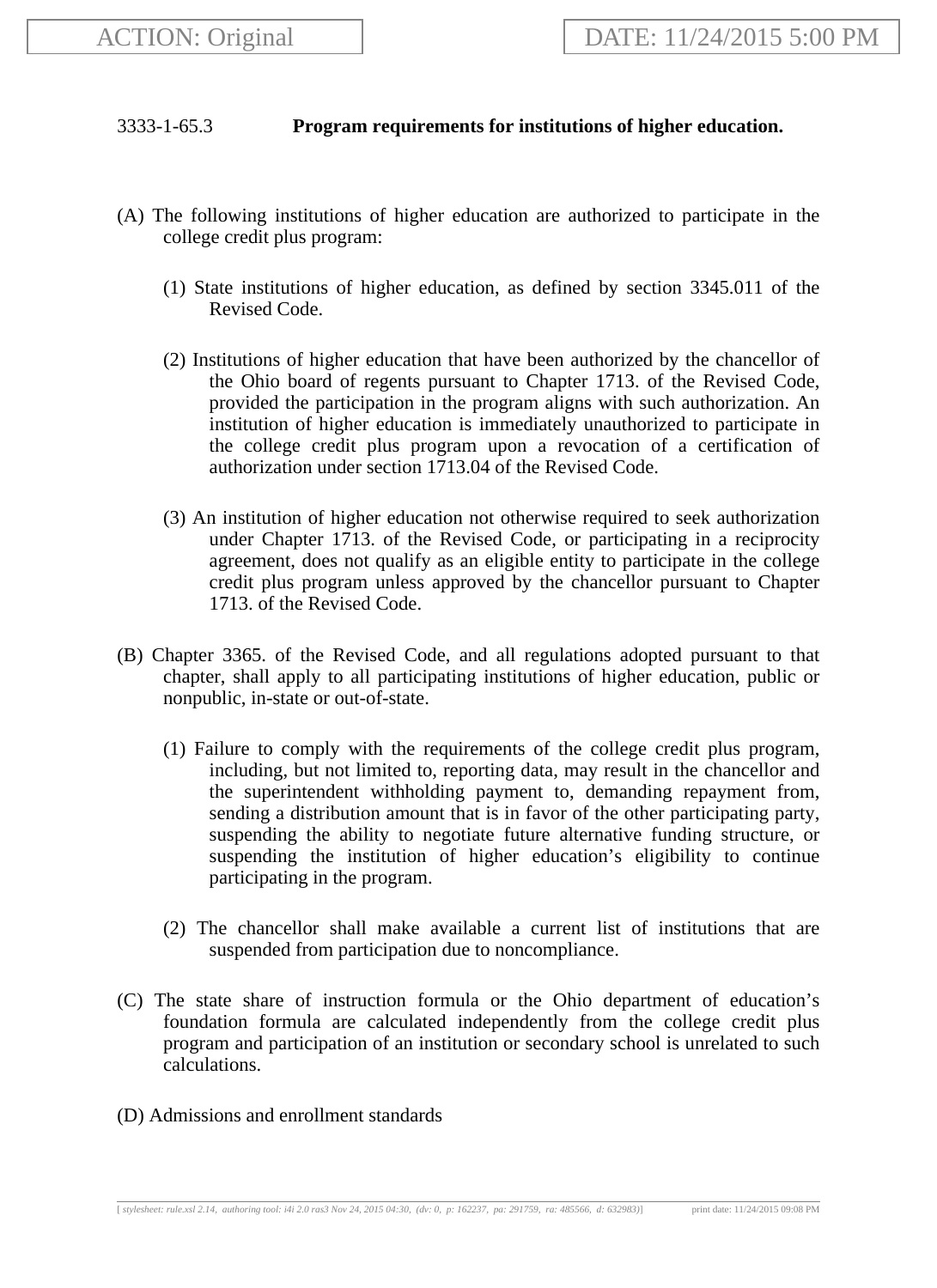3333-1-65.3 **Program requirements for institutions of higher education.**

(A) The following institutions of higher education are authorized to participate in the college credit plus program:

(1) State institutions of higher education, as defined by section 3345.011 of the Revised Code.

(2) Institutions of higher education that have been authorized by the chancellor of the Ohio board of regents pursuant to Chapter 1713. of the Revised Code, provided the participation in the program aligns with such authorization. An institution of higher education is immediately unauthorized to participate in the college credit plus program upon a revocation of a certification of authorization under section 1713.04 of the Revised Code.

(3) An institution of higher education not otherwise required to seek authorization under Chapter 1713. of the Revised Code, or participating in a reciprocity agreement, does not qualify as an eligible entity to participate in the college credit plus program unless approved by the chancellor pursuant to Chapter 1713. of the Revised Code.

(B) Chapter 3365. of the Revised Code, and all regulations adopted pursuant to that chapter, shall apply to all participating institutions of higher education, public or nonpublic, in-state or out-of-state.

(1) Failure to comply with the requirements of the college credit plus program, including, but not limited to, reporting data, may result in the chancellor and the superintendent withholding payment to, demanding repayment from, sending a distribution amount that is in favor of the other participating party, suspending the ability to negotiate future alternative funding structure, or suspending the institution of higher education's eligibility to continue participating in the program.

(2) The chancellor shall make available a current list of institutions that are suspended from participation due to noncompliance.

(C) The state share of instruction formula or the Ohio department of education's foundation formula are calculated independently from the college credit plus program and participation of an institution or secondary school is unrelated to such calculations.

(D) Admissions and enrollment standards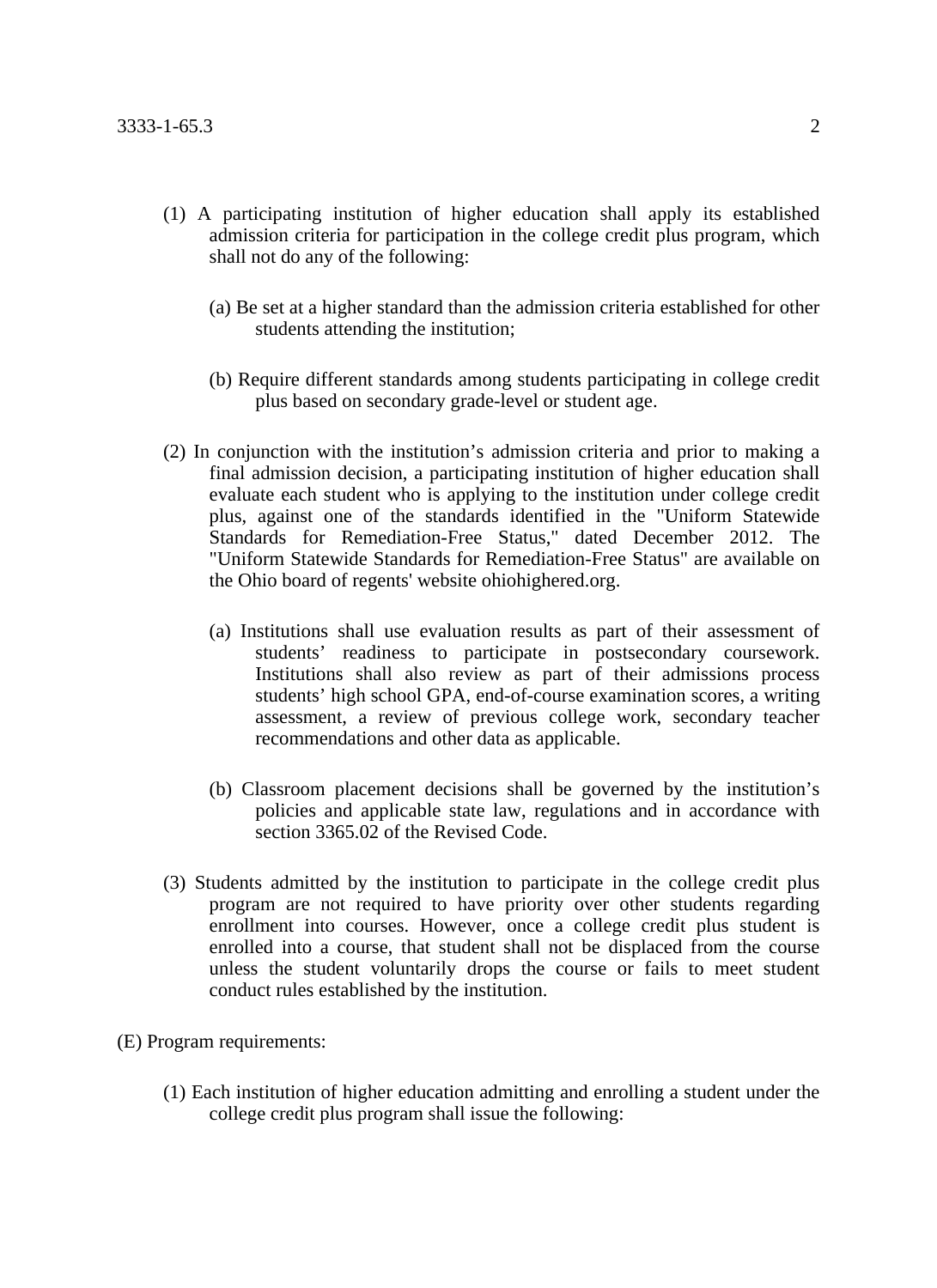(1) A participating institution of higher education shall apply its established admission criteria for participation in the college credit plus program, which shall not do any of the following:

(a) Be set at a higher standard than the admission criteria established for other students attending the institution;

(b) Require different standards among students participating in college credit plus based on secondary grade-level or student age.

(2) In conjunction with the institution's admission criteria and prior to making a final admission decision, a participating institution of higher education shall evaluate each student who is applying to the institution under college credit plus, against one of the standards identified in the "Uniform Statewide Standards for Remediation-Free Status," dated December 2012. The "Uniform Statewide Standards for Remediation-Free Status" are available on the Ohio board of regents' website ohiohighered.org.

(a) Institutions shall use evaluation results as part of their assessment of students' readiness to participate in postsecondary coursework. Institutions shall also review as part of their admissions process students' high school GPA, end-of-course examination scores, a writing assessment, a review of previous college work, secondary teacher recommendations and other data as applicable.

(b) Classroom placement decisions shall be governed by the institution's policies and applicable state law, regulations and in accordance with section 3365.02 of the Revised Code.

(3) Students admitted by the institution to participate in the college credit plus program are not required to have priority over other students regarding enrollment into courses. However, once a college credit plus student is enrolled into a course, that student shall not be displaced from the course unless the student voluntarily drops the course or fails to meet student conduct rules established by the institution.

(E) Program requirements:

(1) Each institution of higher education admitting and enrolling a student under the college credit plus program shall issue the following: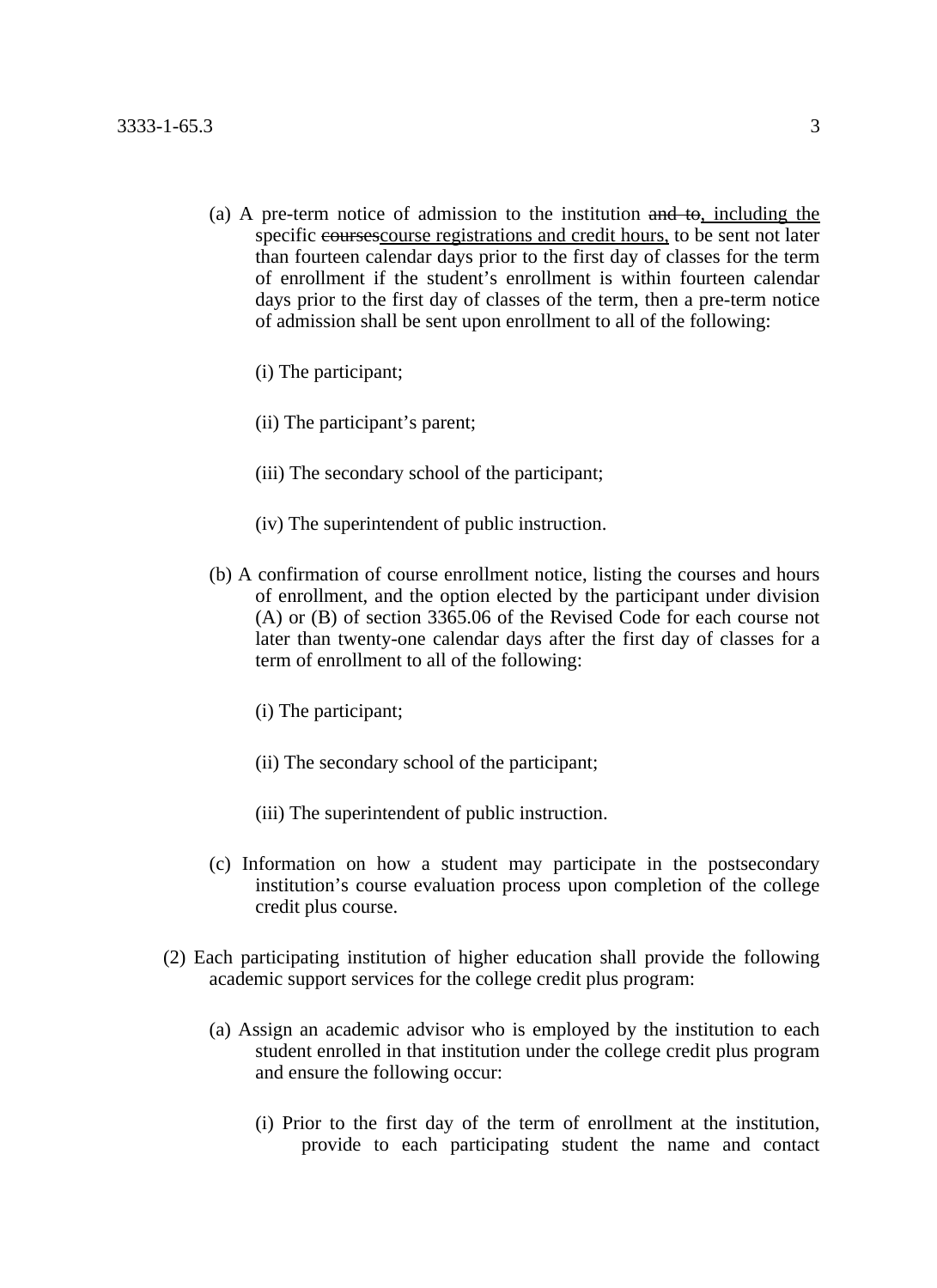(a) A pre-term notice of admission to the institution ~~and to~~, including the specific ~~courses~~course registrations and credit hours, to be sent not later than fourteen calendar days prior to the first day of classes for the term of enrollment if the student's enrollment is within fourteen calendar days prior to the first day of classes of the term, then a pre-term notice of admission shall be sent upon enrollment to all of the following:

(i) The participant;

(ii) The participant's parent;

(iii) The secondary school of the participant;

(iv) The superintendent of public instruction.

(b) A confirmation of course enrollment notice, listing the courses and hours of enrollment, and the option elected by the participant under division (A) or (B) of section 3365.06 of the Revised Code for each course not later than twenty-one calendar days after the first day of classes for a term of enrollment to all of the following:

(i) The participant;

(ii) The secondary school of the participant;

(iii) The superintendent of public instruction.

(c) Information on how a student may participate in the postsecondary institution's course evaluation process upon completion of the college credit plus course.

(2) Each participating institution of higher education shall provide the following academic support services for the college credit plus program:

(a) Assign an academic advisor who is employed by the institution to each student enrolled in that institution under the college credit plus program and ensure the following occur:

(i) Prior to the first day of the term of enrollment at the institution, provide to each participating student the name and contact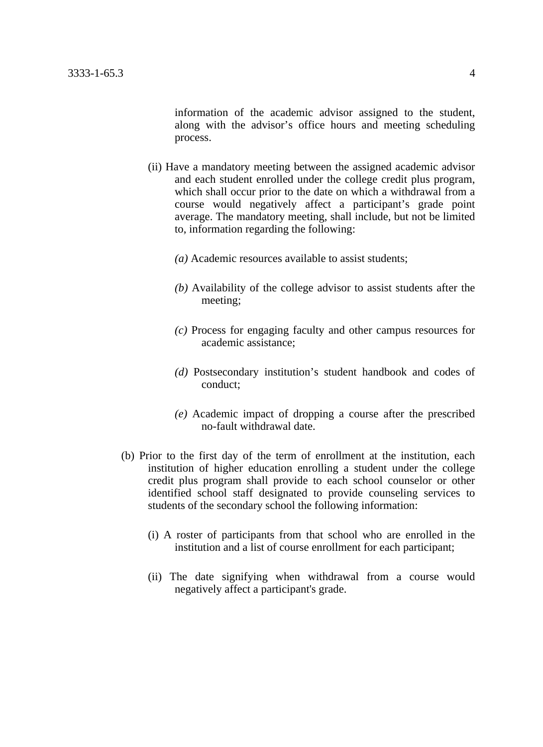information of the academic advisor assigned to the student, along with the advisor’s office hours and meeting scheduling process.

(ii) Have a mandatory meeting between the assigned academic advisor and each student enrolled under the college credit plus program, which shall occur prior to the date on which a withdrawal from a course would negatively affect a participant’s grade point average. The mandatory meeting, shall include, but not be limited to, information regarding the following:

*(a)* Academic resources available to assist students;

*(b)* Availability of the college advisor to assist students after the meeting;

*(c)* Process for engaging faculty and other campus resources for academic assistance;

*(d)* Postsecondary institution’s student handbook and codes of conduct;

*(e)* Academic impact of dropping a course after the prescribed no-fault withdrawal date.

(b) Prior to the first day of the term of enrollment at the institution, each institution of higher education enrolling a student under the college credit plus program shall provide to each school counselor or other identified school staff designated to provide counseling services to students of the secondary school the following information:

(i) A roster of participants from that school who are enrolled in the institution and a list of course enrollment for each participant;

(ii) The date signifying when withdrawal from a course would negatively affect a participant's grade.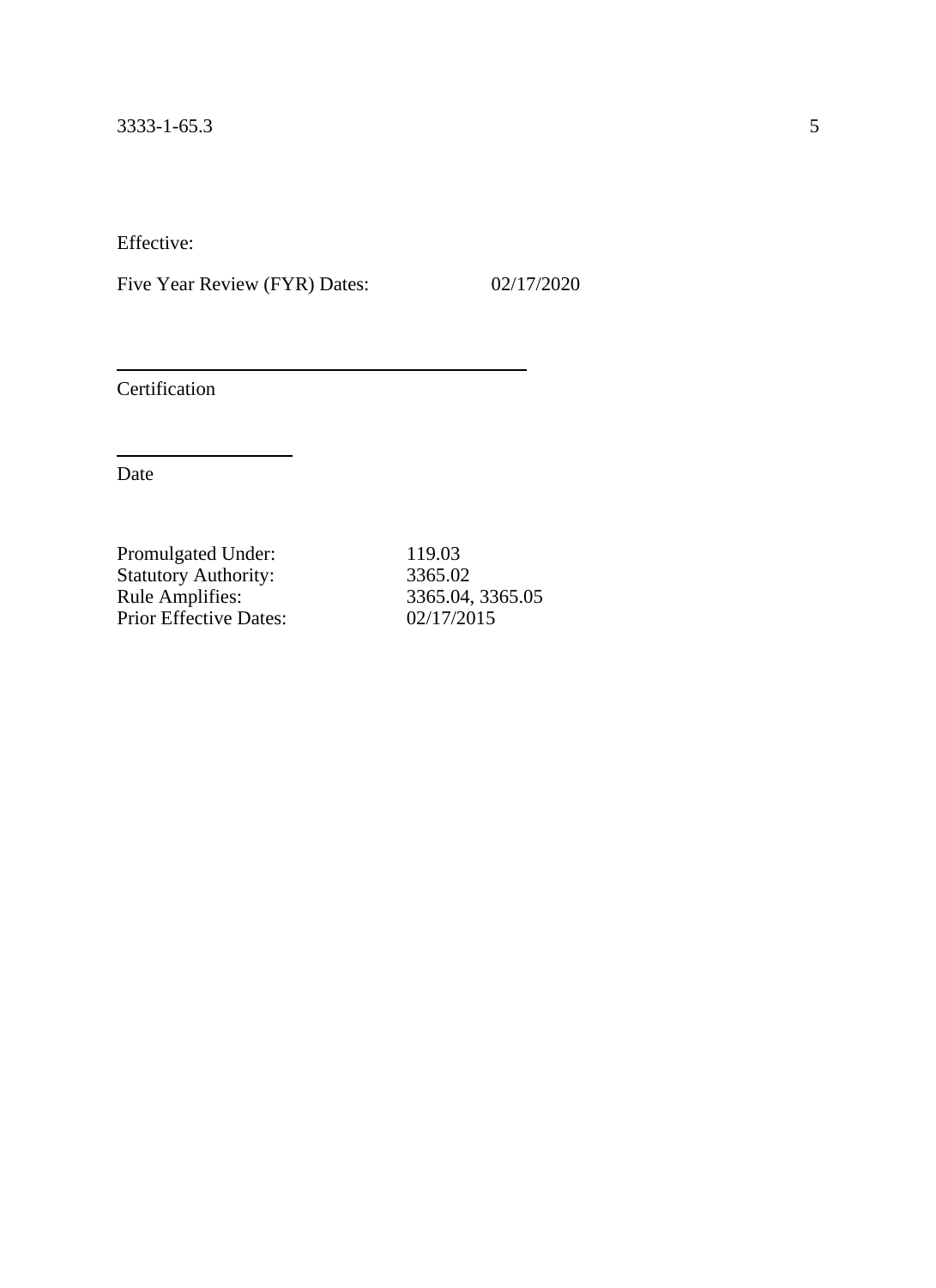Effective:

Five Year Review (FYR) Dates: 02/17/2020

_______________________________________

Certification

________________

Date

Promulgated Under: 119.03
Statutory Authority: 3365.02
Rule Amplifies: 3365.04, 3365.05
Prior Effective Dates: 02/17/2015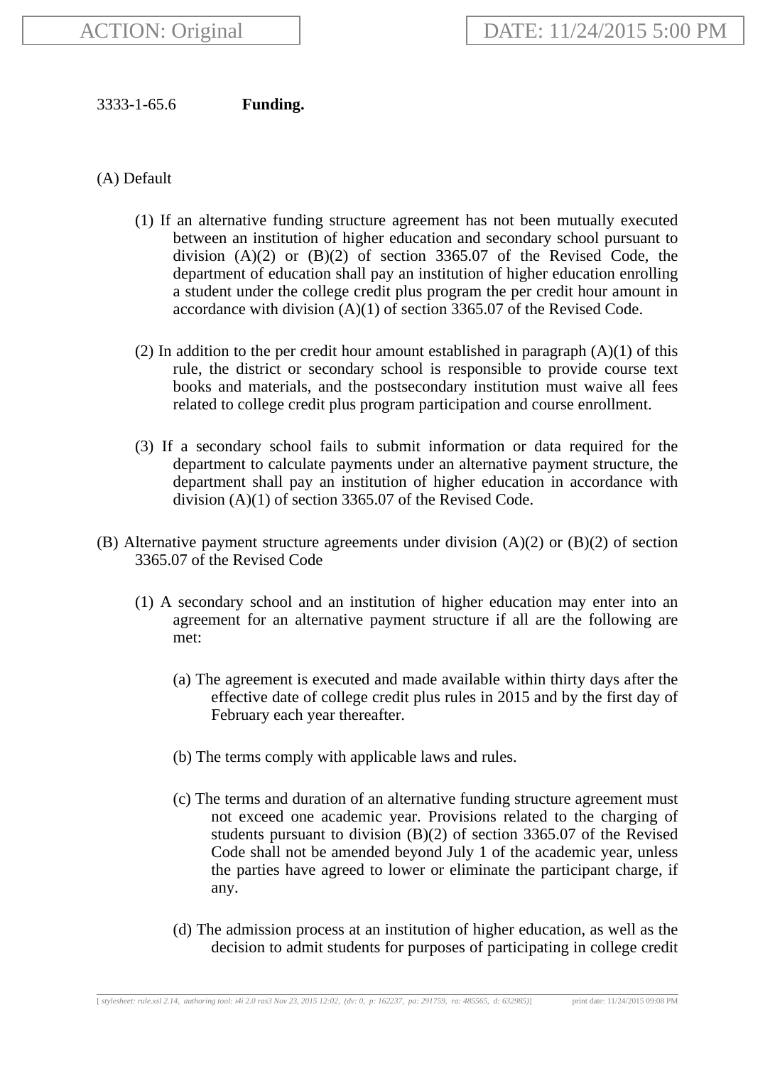3333-1-65.6 **Funding.**

(A) Default

(1) If an alternative funding structure agreement has not been mutually executed between an institution of higher education and secondary school pursuant to division (A)(2) or (B)(2) of section 3365.07 of the Revised Code, the department of education shall pay an institution of higher education enrolling a student under the college credit plus program the per credit hour amount in accordance with division (A)(1) of section 3365.07 of the Revised Code.

(2) In addition to the per credit hour amount established in paragraph (A)(1) of this rule, the district or secondary school is responsible to provide course text books and materials, and the postsecondary institution must waive all fees related to college credit plus program participation and course enrollment.

(3) If a secondary school fails to submit information or data required for the department to calculate payments under an alternative payment structure, the department shall pay an institution of higher education in accordance with division (A)(1) of section 3365.07 of the Revised Code.

(B) Alternative payment structure agreements under division (A)(2) or (B)(2) of section 3365.07 of the Revised Code

(1) A secondary school and an institution of higher education may enter into an agreement for an alternative payment structure if all are the following are met:

(a) The agreement is executed and made available within thirty days after the effective date of college credit plus rules in 2015 and by the first day of February each year thereafter.

(b) The terms comply with applicable laws and rules.

(c) The terms and duration of an alternative funding structure agreement must not exceed one academic year. Provisions related to the charging of students pursuant to division (B)(2) of section 3365.07 of the Revised Code shall not be amended beyond July 1 of the academic year, unless the parties have agreed to lower or eliminate the participant charge, if any.

(d) The admission process at an institution of higher education, as well as the decision to admit students for purposes of participating in college credit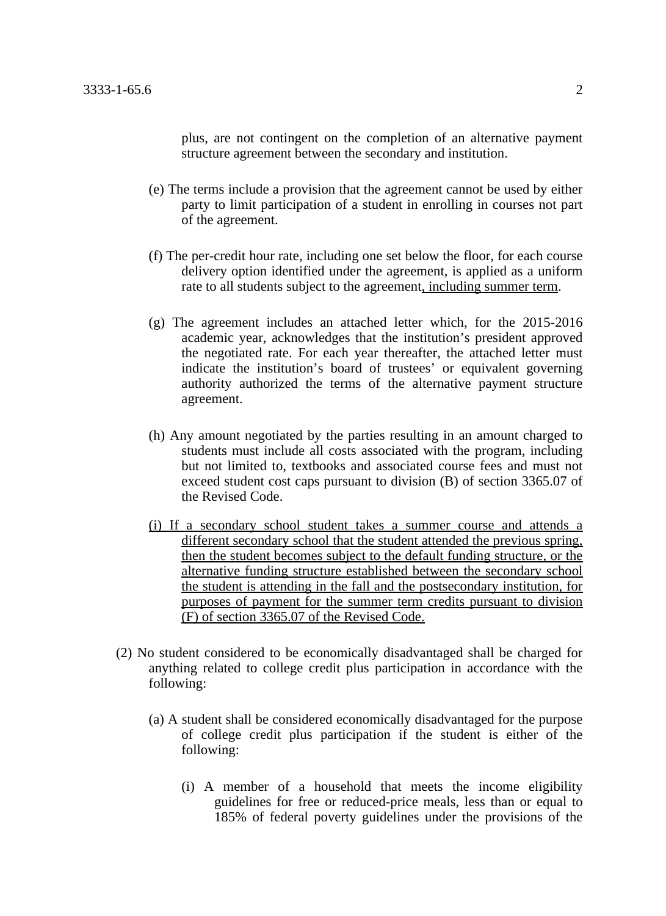plus, are not contingent on the completion of an alternative payment structure agreement between the secondary and institution.

(e) The terms include a provision that the agreement cannot be used by either party to limit participation of a student in enrolling in courses not part of the agreement.

(f) The per-credit hour rate, including one set below the floor, for each course delivery option identified under the agreement, is applied as a uniform rate to all students subject to the agreement<u>, including summer term</u>.

(g) The agreement includes an attached letter which, for the 2015-2016 academic year, acknowledges that the institution's president approved the negotiated rate. For each year thereafter, the attached letter must indicate the institution's board of trustees' or equivalent governing authority authorized the terms of the alternative payment structure agreement.

(h) Any amount negotiated by the parties resulting in an amount charged to students must include all costs associated with the program, including but not limited to, textbooks and associated course fees and must not exceed student cost caps pursuant to division (B) of section 3365.07 of the Revised Code.

<u>(i) If a secondary school student takes a summer course and attends a different secondary school that the student attended the previous spring, then the student becomes subject to the default funding structure, or the alternative funding structure established between the secondary school the student is attending in the fall and the postsecondary institution, for purposes of payment for the summer term credits pursuant to division (F) of section 3365.07 of the Revised Code.</u>

(2) No student considered to be economically disadvantaged shall be charged for anything related to college credit plus participation in accordance with the following:

(a) A student shall be considered economically disadvantaged for the purpose of college credit plus participation if the student is either of the following:

(i) A member of a household that meets the income eligibility guidelines for free or reduced-price meals, less than or equal to 185% of federal poverty guidelines under the provisions of the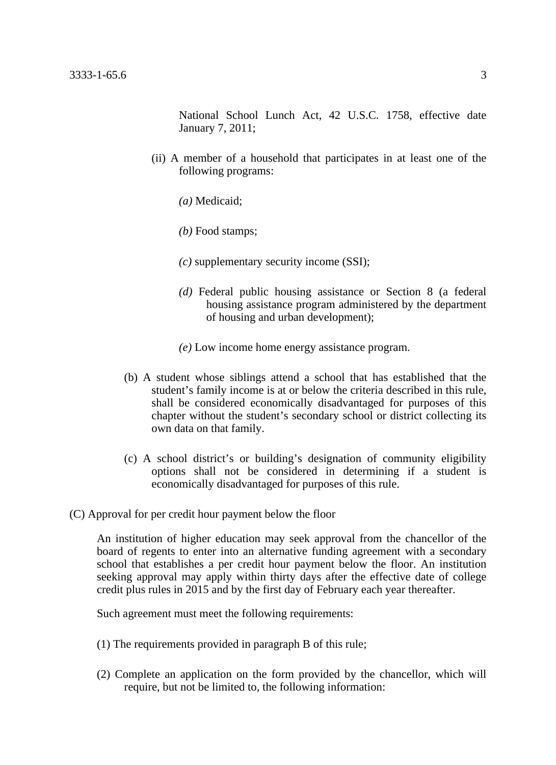National School Lunch Act, 42 U.S.C. 1758, effective date January 7, 2011;

(ii) A member of a household that participates in at least one of the following programs:

*(a)* Medicaid;

*(b)* Food stamps;

*(c)* supplementary security income (SSI);

*(d)* Federal public housing assistance or Section 8 (a federal housing assistance program administered by the department of housing and urban development);

*(e)* Low income home energy assistance program.

(b) A student whose siblings attend a school that has established that the student's family income is at or below the criteria described in this rule, shall be considered economically disadvantaged for purposes of this chapter without the student's secondary school or district collecting its own data on that family.

(c) A school district's or building's designation of community eligibility options shall not be considered in determining if a student is economically disadvantaged for purposes of this rule.

(C) Approval for per credit hour payment below the floor

An institution of higher education may seek approval from the chancellor of the board of regents to enter into an alternative funding agreement with a secondary school that establishes a per credit hour payment below the floor. An institution seeking approval may apply within thirty days after the effective date of college credit plus rules in 2015 and by the first day of February each year thereafter.

Such agreement must meet the following requirements:

(1) The requirements provided in paragraph B of this rule;

(2) Complete an application on the form provided by the chancellor, which will require, but not be limited to, the following information: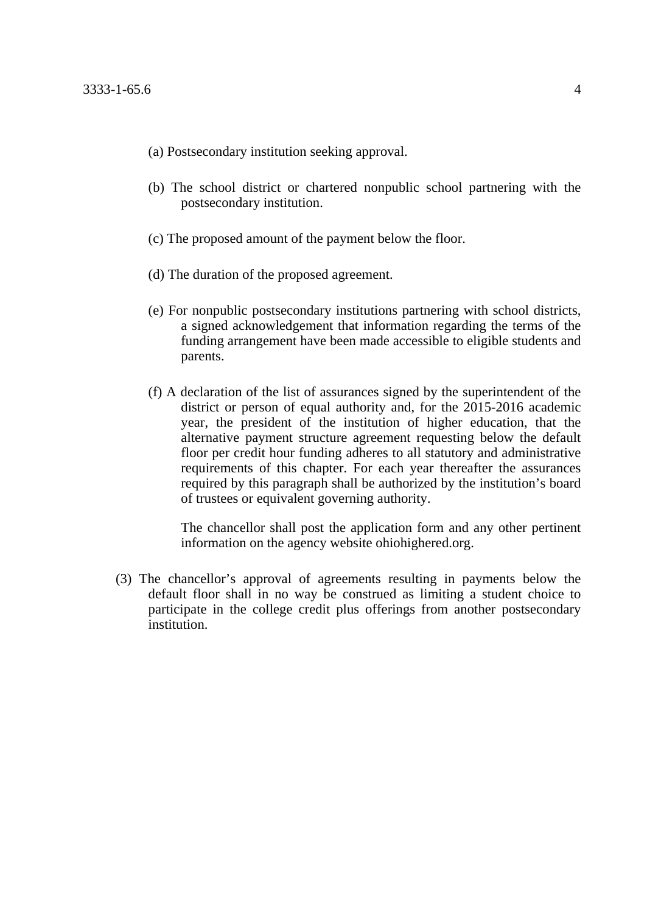(a) Postsecondary institution seeking approval.

(b) The school district or chartered nonpublic school partnering with the postsecondary institution.

(c) The proposed amount of the payment below the floor.

(d) The duration of the proposed agreement.

(e) For nonpublic postsecondary institutions partnering with school districts, a signed acknowledgement that information regarding the terms of the funding arrangement have been made accessible to eligible students and parents.

(f) A declaration of the list of assurances signed by the superintendent of the district or person of equal authority and, for the 2015-2016 academic year, the president of the institution of higher education, that the alternative payment structure agreement requesting below the default floor per credit hour funding adheres to all statutory and administrative requirements of this chapter. For each year thereafter the assurances required by this paragraph shall be authorized by the institution's board of trustees or equivalent governing authority.

The chancellor shall post the application form and any other pertinent information on the agency website ohiohighered.org.

(3) The chancellor's approval of agreements resulting in payments below the default floor shall in no way be construed as limiting a student choice to participate in the college credit plus offerings from another postsecondary institution.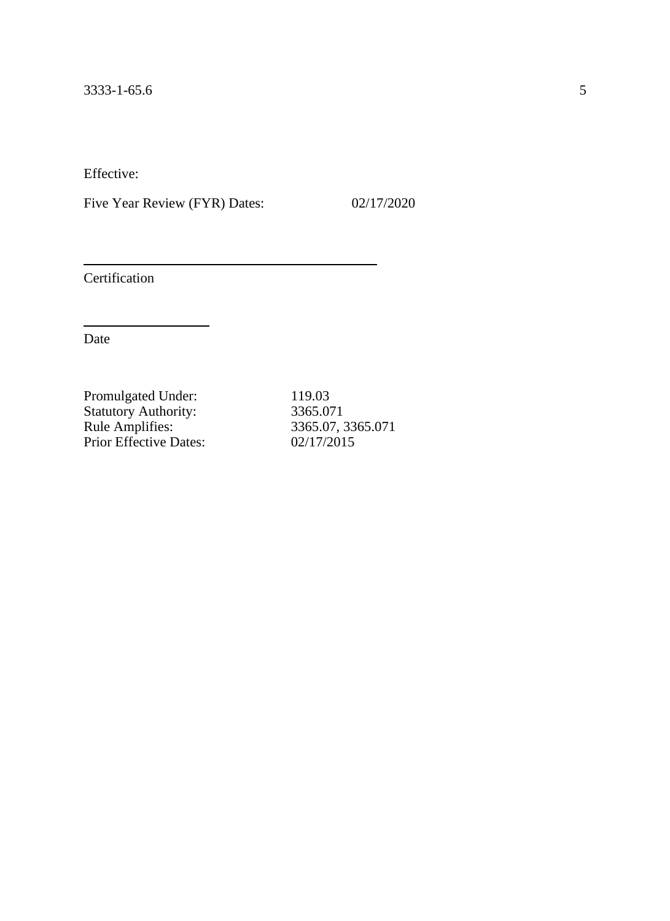Effective:

Five Year Review (FYR) Dates: 02/17/2020

_______________________________________
Certification

_______________________
Date

| | |
|---|---|
| Promulgated Under: | 119.03 |
| Statutory Authority: | 3365.071 |
| Rule Amplifies: | 3365.07, 3365.071 |
| Prior Effective Dates: | 02/17/2015 |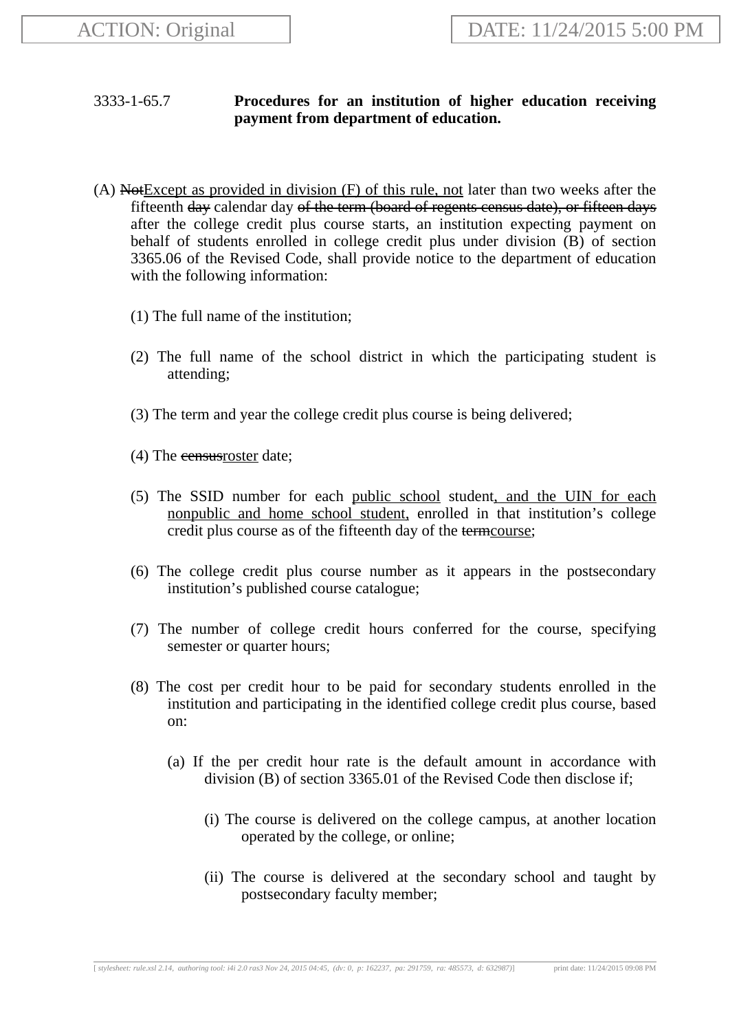3333-1-65.7 **Procedures for an institution of higher education receiving payment from department of education.**

(A) ~~Not~~<u>Except as provided in division (F) of this rule, not</u> later than two weeks after the fifteenth ~~day~~ calendar day ~~of the term (board of regents census date), or fifteen days~~ after the college credit plus course starts, an institution expecting payment on behalf of students enrolled in college credit plus under division (B) of section 3365.06 of the Revised Code, shall provide notice to the department of education with the following information:

(1) The full name of the institution;

(2) The full name of the school district in which the participating student is attending;

(3) The term and year the college credit plus course is being delivered;

(4) The ~~census~~<u>roster</u> date;

(5) The SSID number for each <u>public school</u> student<u>, and the UIN for each nonpublic and home school student,</u> enrolled in that institution's college credit plus course as of the fifteenth day of the ~~term~~<u>course</u>;

(6) The college credit plus course number as it appears in the postsecondary institution's published course catalogue;

(7) The number of college credit hours conferred for the course, specifying semester or quarter hours;

(8) The cost per credit hour to be paid for secondary students enrolled in the institution and participating in the identified college credit plus course, based on:

(a) If the per credit hour rate is the default amount in accordance with division (B) of section 3365.01 of the Revised Code then disclose if;

(i) The course is delivered on the college campus, at another location operated by the college, or online;

(ii) The course is delivered at the secondary school and taught by postsecondary faculty member;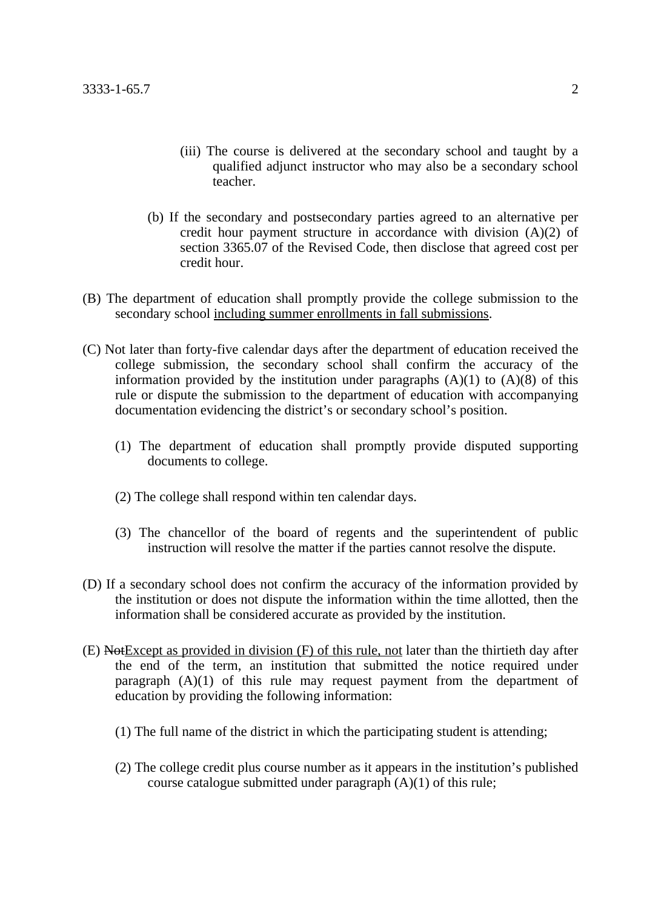(iii) The course is delivered at the secondary school and taught by a qualified adjunct instructor who may also be a secondary school teacher.

(b) If the secondary and postsecondary parties agreed to an alternative per credit hour payment structure in accordance with division (A)(2) of section 3365.07 of the Revised Code, then disclose that agreed cost per credit hour.

(B) The department of education shall promptly provide the college submission to the secondary school <u>including summer enrollments in fall submissions</u>.

(C) Not later than forty-five calendar days after the department of education received the college submission, the secondary school shall confirm the accuracy of the information provided by the institution under paragraphs (A)(1) to (A)(8) of this rule or dispute the submission to the department of education with accompanying documentation evidencing the district's or secondary school's position.

(1) The department of education shall promptly provide disputed supporting documents to college.

(2) The college shall respond within ten calendar days.

(3) The chancellor of the board of regents and the superintendent of public instruction will resolve the matter if the parties cannot resolve the dispute.

(D) If a secondary school does not confirm the accuracy of the information provided by the institution or does not dispute the information within the time allotted, then the information shall be considered accurate as provided by the institution.

(E) ~~Not~~<u>Except as provided in division (F) of this rule, not</u> later than the thirtieth day after the end of the term, an institution that submitted the notice required under paragraph (A)(1) of this rule may request payment from the department of education by providing the following information:

(1) The full name of the district in which the participating student is attending;

(2) The college credit plus course number as it appears in the institution's published course catalogue submitted under paragraph (A)(1) of this rule;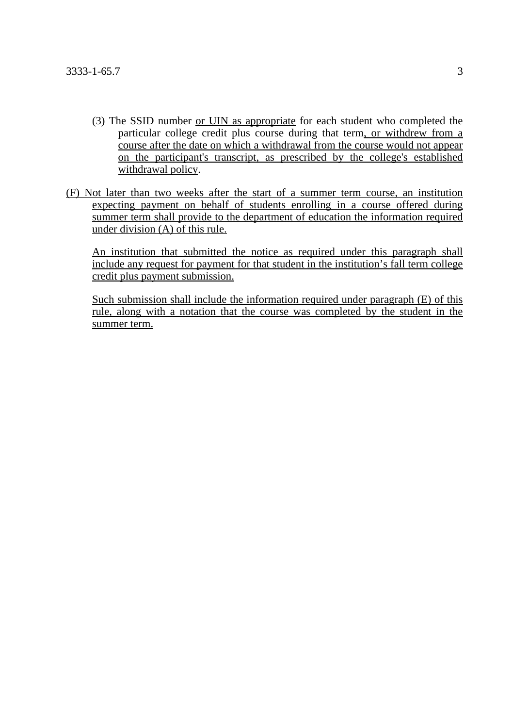(3) The SSID number or UIN as appropriate for each student who completed the particular college credit plus course during that term, or withdrew from a course after the date on which a withdrawal from the course would not appear on the participant's transcript, as prescribed by the college's established withdrawal policy.

(F) Not later than two weeks after the start of a summer term course, an institution expecting payment on behalf of students enrolling in a course offered during summer term shall provide to the department of education the information required under division (A) of this rule.

An institution that submitted the notice as required under this paragraph shall include any request for payment for that student in the institution's fall term college credit plus payment submission.

Such submission shall include the information required under paragraph (E) of this rule, along with a notation that the course was completed by the student in the summer term.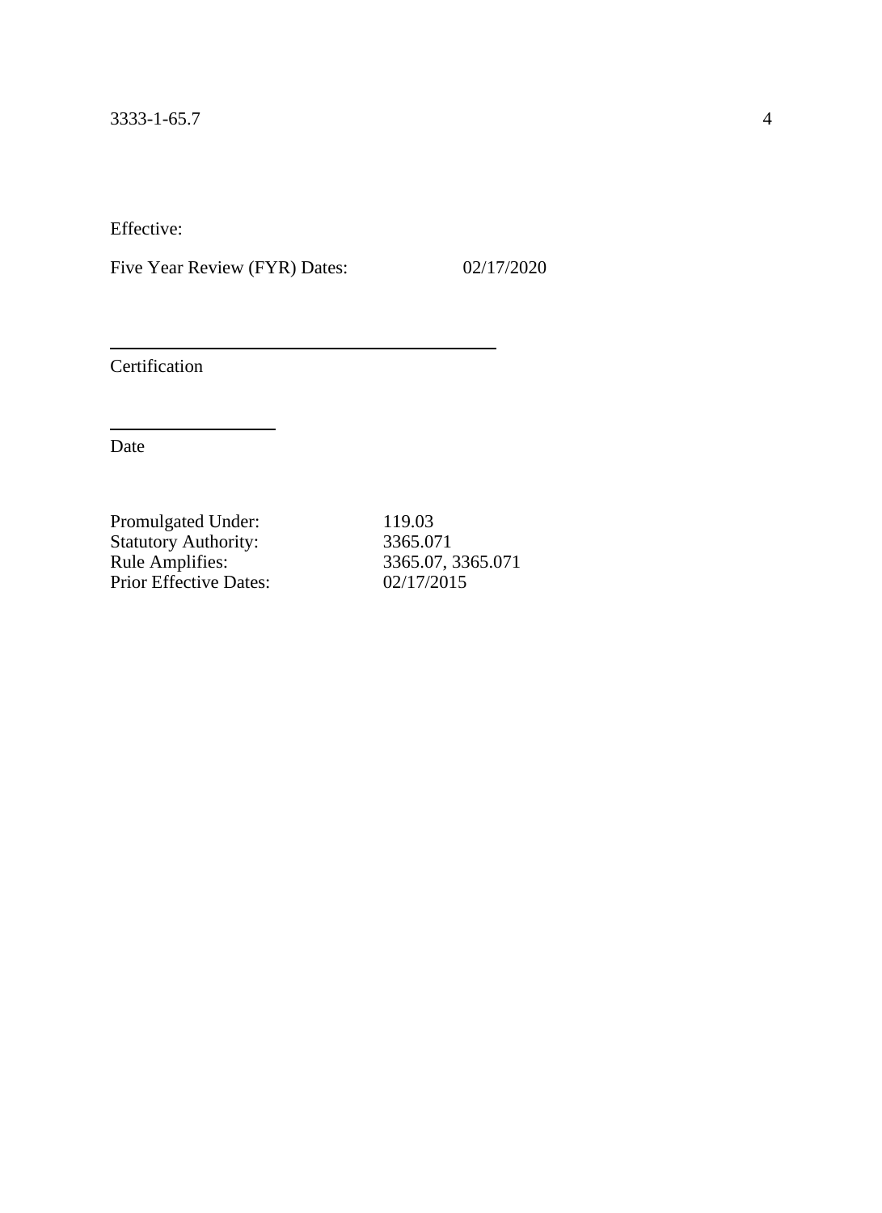Effective:

Five Year Review (FYR) Dates: 02/17/2020

______________________________

Certification

______________

Date

Promulgated Under: 119.03
Statutory Authority: 3365.071
Rule Amplifies: 3365.07, 3365.071
Prior Effective Dates: 02/17/2015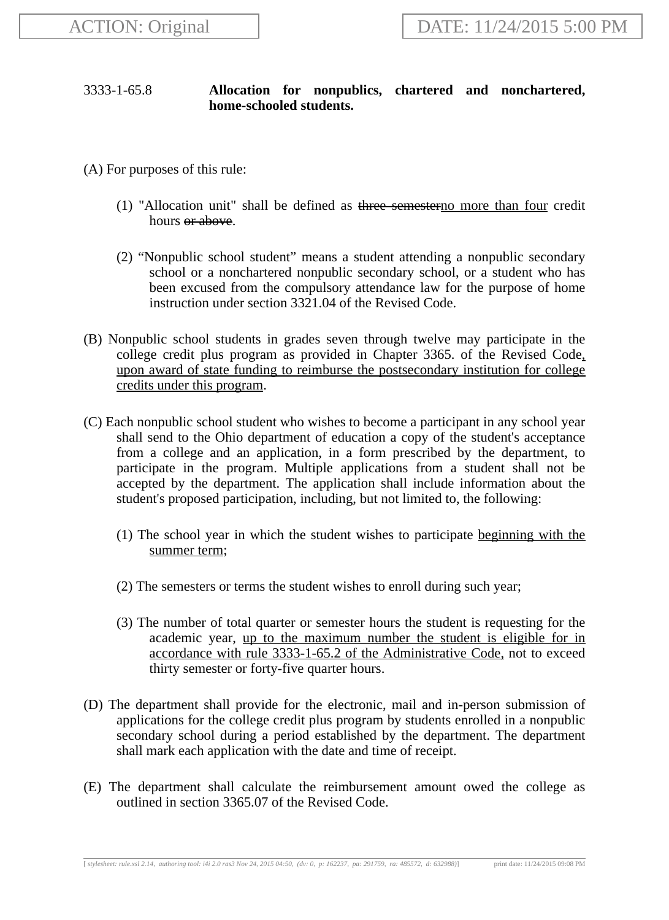**3333-1-65.8 Allocation for nonpublics, chartered and nonchartered, home-schooled students.**

(A) For purposes of this rule:

(1) "Allocation unit" shall be defined as ~~three semester~~no more than four credit hours ~~or above~~.

(2) “Nonpublic school student” means a student attending a nonpublic secondary school or a nonchartered nonpublic secondary school, or a student who has been excused from the compulsory attendance law for the purpose of home instruction under section 3321.04 of the Revised Code.

(B) Nonpublic school students in grades seven through twelve may participate in the college credit plus program as provided in Chapter 3365. of the Revised Code, upon award of state funding to reimburse the postsecondary institution for college credits under this program.

(C) Each nonpublic school student who wishes to become a participant in any school year shall send to the Ohio department of education a copy of the student's acceptance from a college and an application, in a form prescribed by the department, to participate in the program. Multiple applications from a student shall not be accepted by the department. The application shall include information about the student's proposed participation, including, but not limited to, the following:

(1) The school year in which the student wishes to participate beginning with the summer term;

(2) The semesters or terms the student wishes to enroll during such year;

(3) The number of total quarter or semester hours the student is requesting for the academic year, up to the maximum number the student is eligible for in accordance with rule 3333-1-65.2 of the Administrative Code, not to exceed thirty semester or forty-five quarter hours.

(D) The department shall provide for the electronic, mail and in-person submission of applications for the college credit plus program by students enrolled in a nonpublic secondary school during a period established by the department. The department shall mark each application with the date and time of receipt.

(E) The department shall calculate the reimbursement amount owed the college as outlined in section 3365.07 of the Revised Code.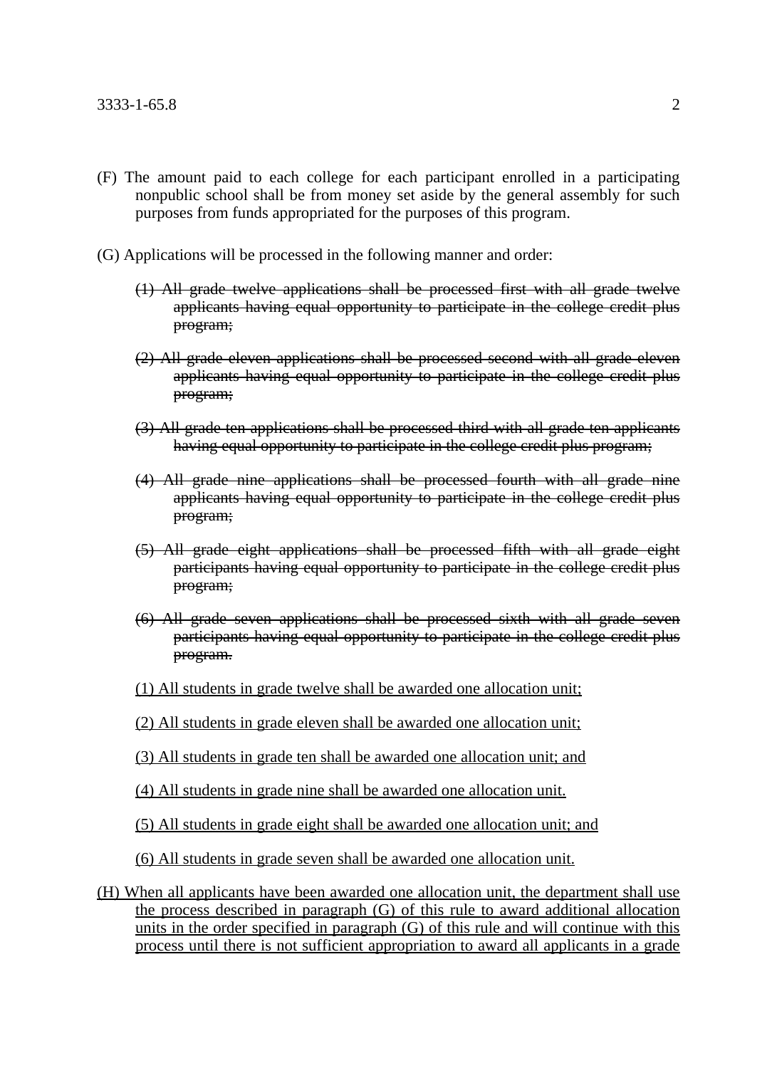(F) The amount paid to each college for each participant enrolled in a participating nonpublic school shall be from money set aside by the general assembly for such purposes from funds appropriated for the purposes of this program.

(G) Applications will be processed in the following manner and order:

~~(1) All grade twelve applications shall be processed first with all grade twelve applicants having equal opportunity to participate in the college credit plus program;~~

~~(2) All grade eleven applications shall be processed second with all grade eleven applicants having equal opportunity to participate in the college credit plus program;~~

~~(3) All grade ten applications shall be processed third with all grade ten applicants having equal opportunity to participate in the college credit plus program;~~

~~(4) All grade nine applications shall be processed fourth with all grade nine applicants having equal opportunity to participate in the college credit plus program;~~

~~(5) All grade eight applications shall be processed fifth with all grade eight participants having equal opportunity to participate in the college credit plus program;~~

~~(6) All grade seven applications shall be processed sixth with all grade seven participants having equal opportunity to participate in the college credit plus program.~~

<u>(1) All students in grade twelve shall be awarded one allocation unit;</u>

<u>(2) All students in grade eleven shall be awarded one allocation unit;</u>

<u>(3) All students in grade ten shall be awarded one allocation unit; and</u>

<u>(4) All students in grade nine shall be awarded one allocation unit.</u>

<u>(5) All students in grade eight shall be awarded one allocation unit; and</u>

<u>(6) All students in grade seven shall be awarded one allocation unit.</u>

<u>(H) When all applicants have been awarded one allocation unit, the department shall use the process described in paragraph (G) of this rule to award additional allocation units in the order specified in paragraph (G) of this rule and will continue with this process until there is not sufficient appropriation to award all applicants in a grade</u>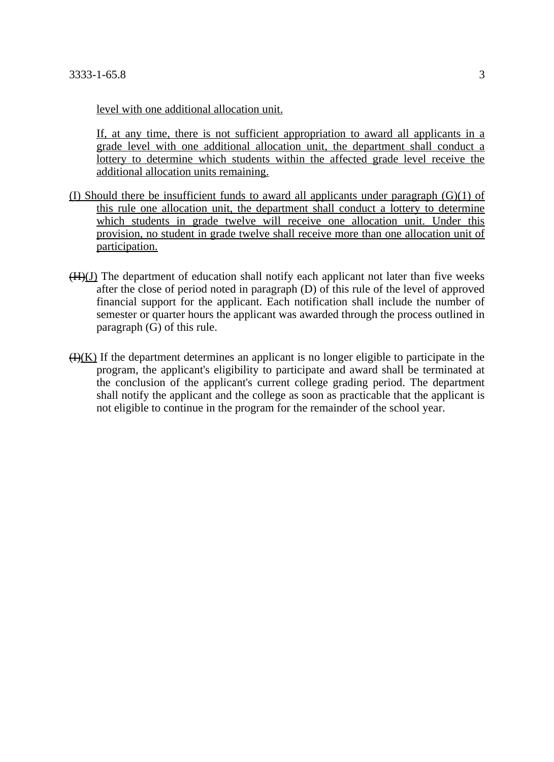level with one additional allocation unit.

If, at any time, there is not sufficient appropriation to award all applicants in a grade level with one additional allocation unit, the department shall conduct a lottery to determine which students within the affected grade level receive the additional allocation units remaining.

(I) Should there be insufficient funds to award all applicants under paragraph (G)(1) of this rule one allocation unit, the department shall conduct a lottery to determine which students in grade twelve will receive one allocation unit. Under this provision, no student in grade twelve shall receive more than one allocation unit of participation.

~~(H)~~(J) The department of education shall notify each applicant not later than five weeks after the close of period noted in paragraph (D) of this rule of the level of approved financial support for the applicant. Each notification shall include the number of semester or quarter hours the applicant was awarded through the process outlined in paragraph (G) of this rule.

~~(I)~~(K) If the department determines an applicant is no longer eligible to participate in the program, the applicant's eligibility to participate and award shall be terminated at the conclusion of the applicant's current college grading period. The department shall notify the applicant and the college as soon as practicable that the applicant is not eligible to continue in the program for the remainder of the school year.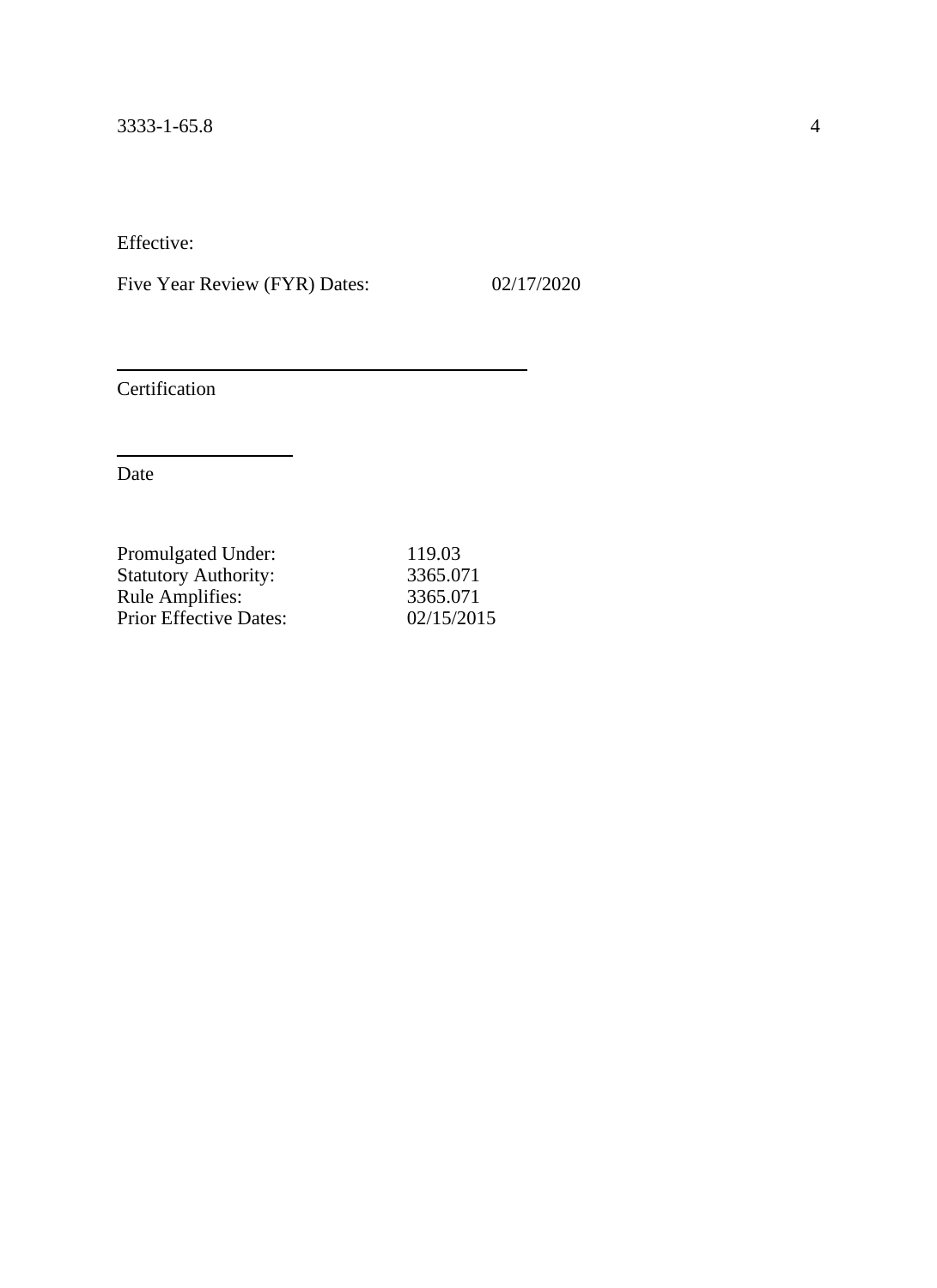Effective:

Five Year Review (FYR) Dates: 02/17/2020

_______________________________________

Certification

_______________________

Date

| | |
|---|---|
| Promulgated Under: | 119.03 |
| Statutory Authority: | 3365.071 |
| Rule Amplifies: | 3365.071 |
| Prior Effective Dates: | 02/15/2015 |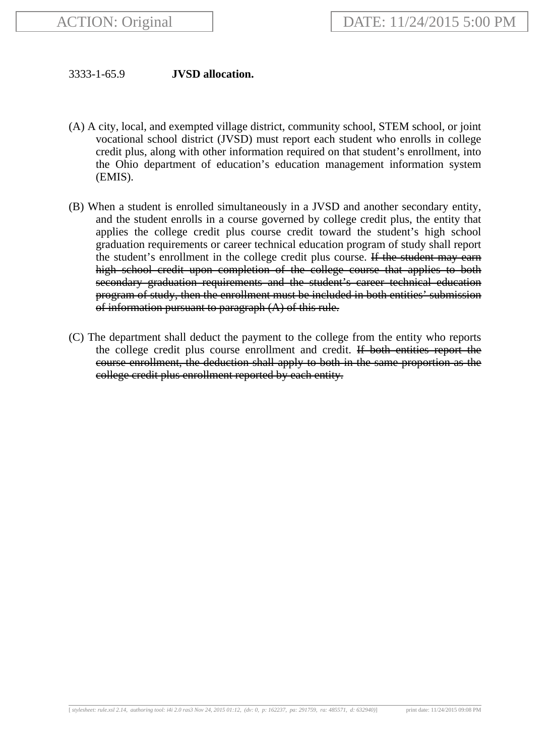3333-1-65.9 **JVSD allocation.**

(A) A city, local, and exempted village district, community school, STEM school, or joint vocational school district (JVSD) must report each student who enrolls in college credit plus, along with other information required on that student's enrollment, into the Ohio department of education's education management information system (EMIS).

(B) When a student is enrolled simultaneously in a JVSD and another secondary entity, and the student enrolls in a course governed by college credit plus, the entity that applies the college credit plus course credit toward the student's high school graduation requirements or career technical education program of study shall report the student's enrollment in the college credit plus course. ~~If the student may earn high school credit upon completion of the college course that applies to both secondary graduation requirements and the student's career technical education program of study, then the enrollment must be included in both entities' submission of information pursuant to paragraph (A) of this rule.~~

(C) The department shall deduct the payment to the college from the entity who reports the college credit plus course enrollment and credit. ~~If both entities report the course enrollment, the deduction shall apply to both in the same proportion as the college credit plus enrollment reported by each entity.~~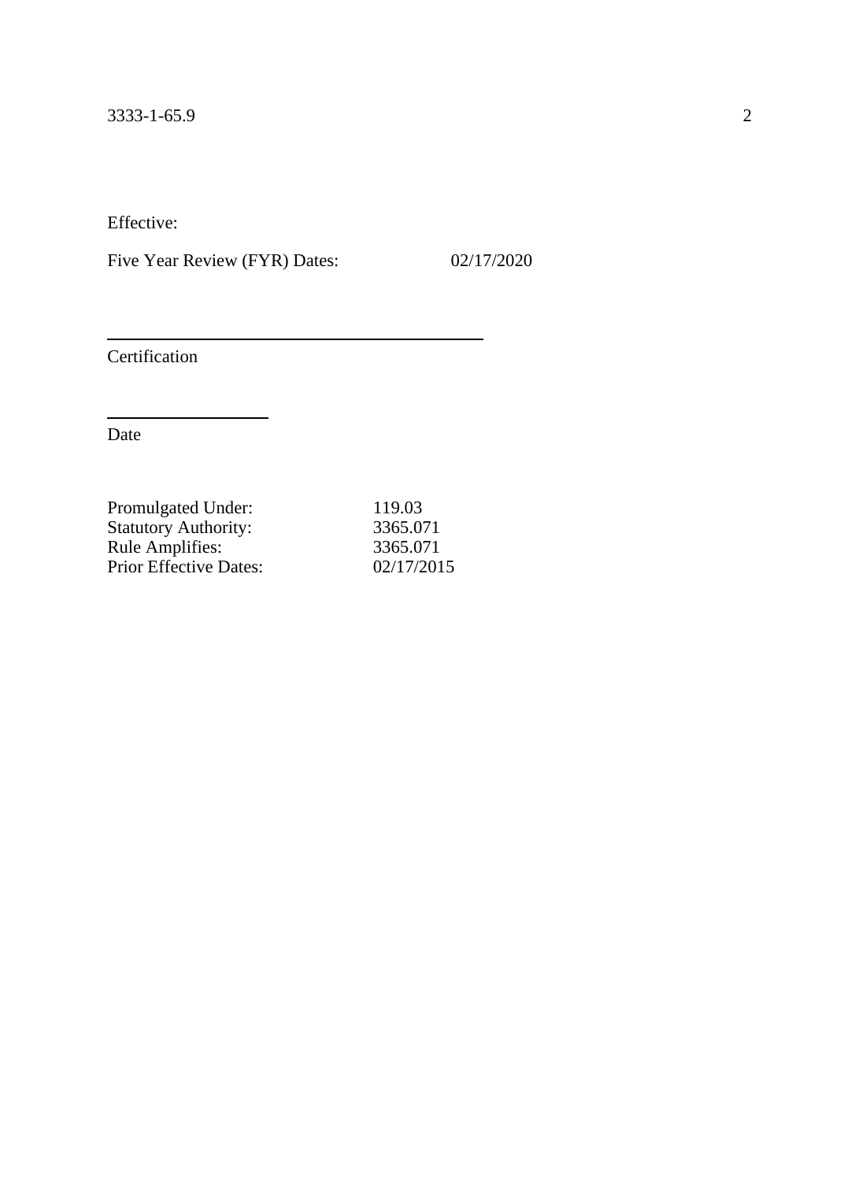Effective:

Five Year Review (FYR) Dates: 02/17/2020

\_\_\_\_\_\_\_\_\_\_\_\_\_\_\_\_\_\_\_\_\_\_\_\_\_\_\_\_\_\_\_\_\_\_\_\_\_\_\_\_

Certification

\_\_\_\_\_\_\_\_\_\_\_\_\_\_\_\_\_\_

Date

| | |
|---|---|
| Promulgated Under: | 119.03 |
| Statutory Authority: | 3365.071 |
| Rule Amplifies: | 3365.071 |
| Prior Effective Dates: | 02/17/2015 |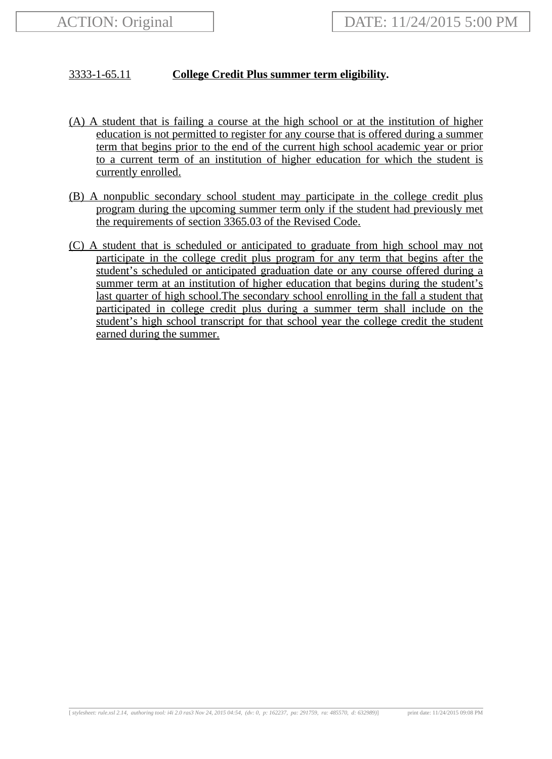3333-1-65.11 **College Credit Plus summer term eligibility**.

(A) A student that is failing a course at the high school or at the institution of higher education is not permitted to register for any course that is offered during a summer term that begins prior to the end of the current high school academic year or prior to a current term of an institution of higher education for which the student is currently enrolled.

(B) A nonpublic secondary school student may participate in the college credit plus program during the upcoming summer term only if the student had previously met the requirements of section 3365.03 of the Revised Code.

(C) A student that is scheduled or anticipated to graduate from high school may not participate in the college credit plus program for any term that begins after the student's scheduled or anticipated graduation date or any course offered during a summer term at an institution of higher education that begins during the student's last quarter of high school.The secondary school enrolling in the fall a student that participated in college credit plus during a summer term shall include on the student's high school transcript for that school year the college credit the student earned during the summer.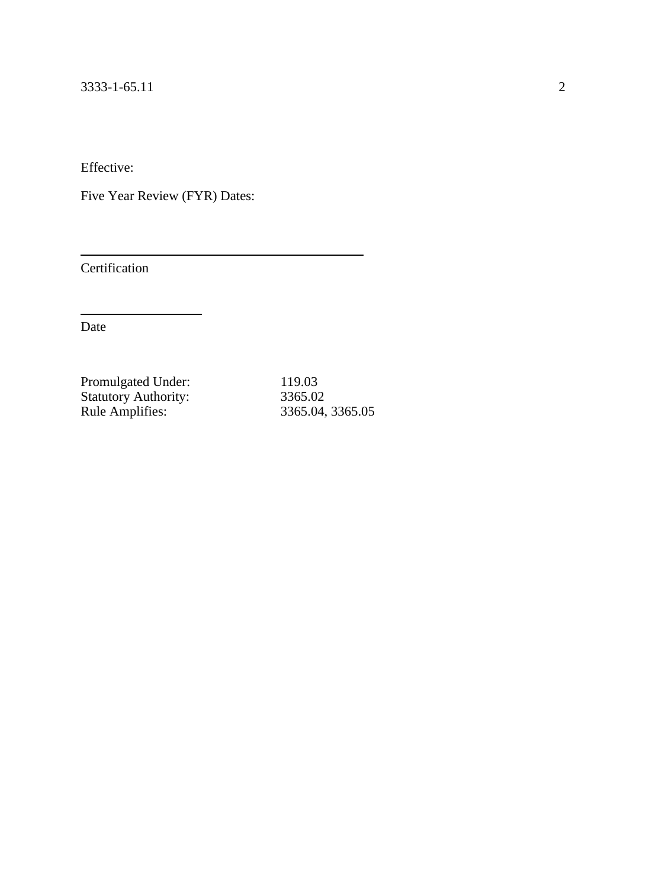Effective:

Five Year Review (FYR) Dates:

\_\_\_\_\_\_\_\_\_\_\_\_\_\_\_\_\_\_\_\_\_\_\_\_\_\_\_\_\_\_\_\_\_\_\_\_\_\_\_\_\_\_

Certification

\_\_\_\_\_\_\_\_\_\_\_\_\_\_\_\_\_\_

Date

| | |
|---|---|
| Promulgated Under: | 119.03 |
| Statutory Authority: | 3365.02 |
| Rule Amplifies: | 3365.04, 3365.05 |